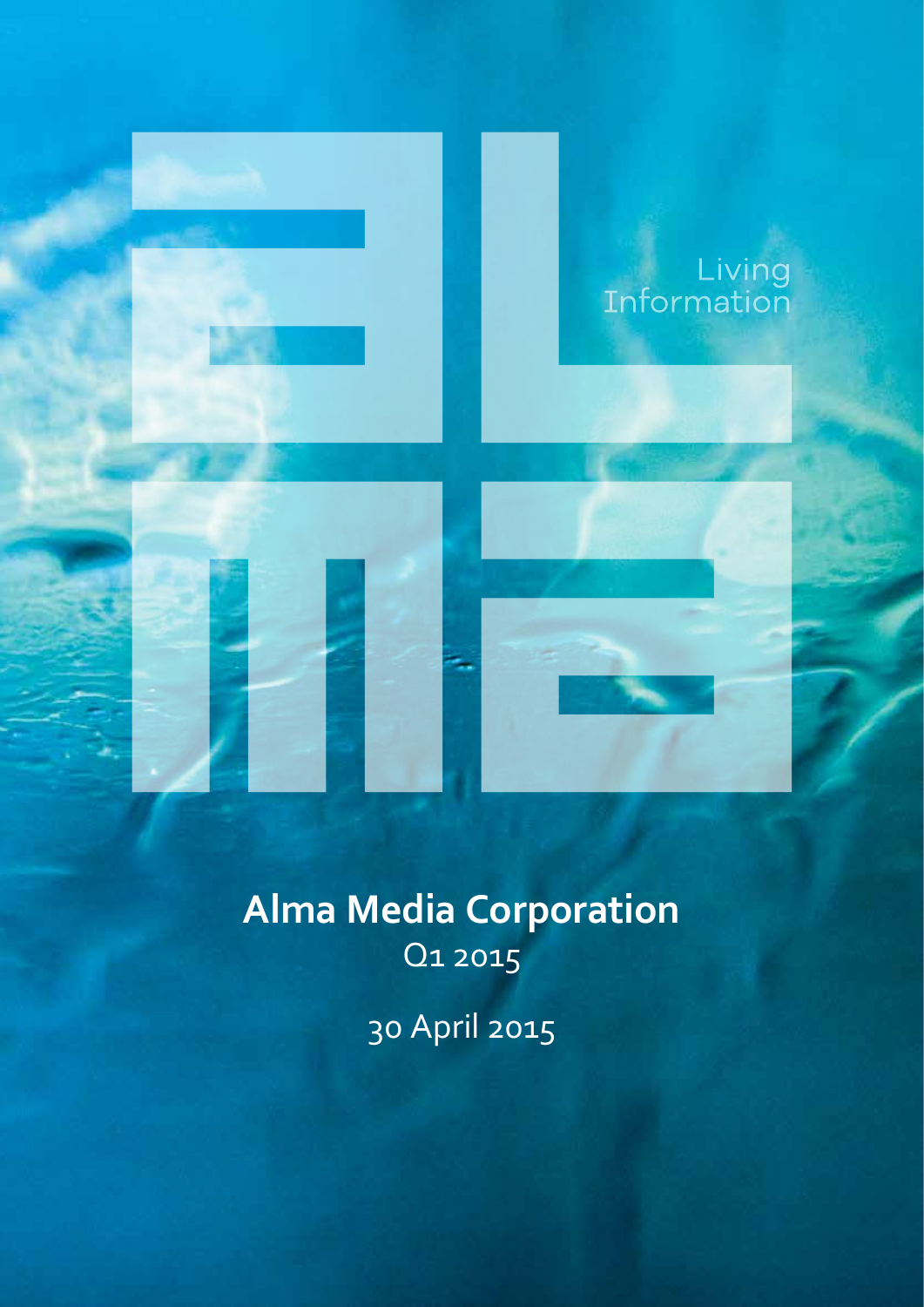Living Information

# Alma Media Corporation

Q1 2015

30 April 2015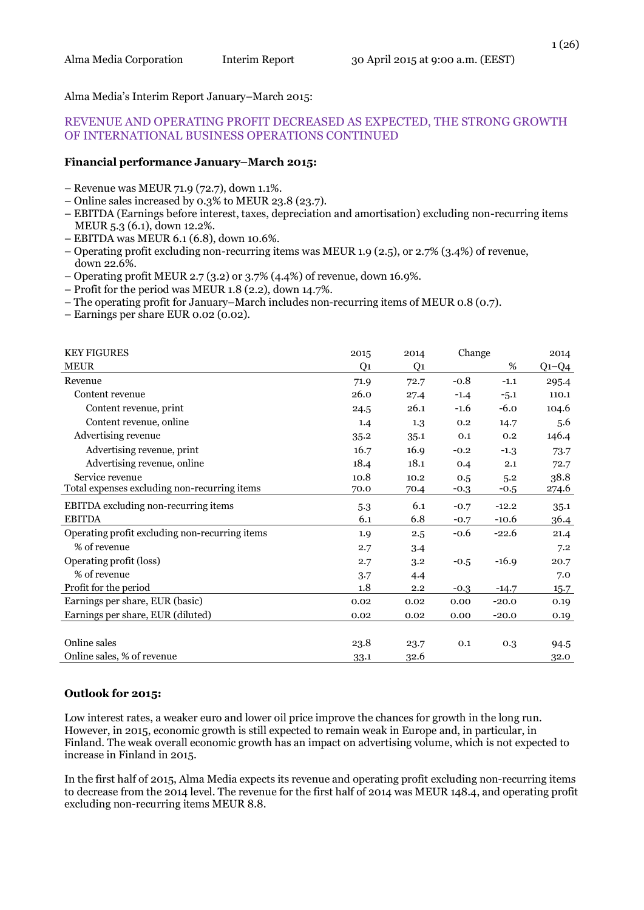Alma Media's Interim Report January–March 2015:

## REVENUE AND OPERATING PROFIT DECREASED AS EXPECTED, THE STRONG GROWTH OF INTERNATIONAL BUSINESS OPERATIONS CONTINUED

**Financial performance January–March 2015:**

- Revenue was MEUR 71.9 (72.7), down 1.1%.
- Online sales increased by 0.3% to MEUR 23.8 (23.7).
- EBITDA (Earnings before interest, taxes, depreciation and amortisation) excluding non-recurring items MEUR 5.3 (6.1), down 12.2%.
- EBITDA was MEUR 6.1 (6.8), down 10.6%.
- Operating profit excluding non-recurring items was MEUR 1.9 (2.5), or 2.7% (3.4%) of revenue, down 22.6%.
- Operating profit MEUR 2.7 (3.2) or 3.7% (4.4%) of revenue, down 16.9%.
- Profit for the period was MEUR 1.8 (2.2), down 14.7%.
- The operating profit for January–March includes non-recurring items of MEUR 0.8 (0.7).
- Earnings per share EUR 0.02 (0.02).

| KEY FIGURES | 2015 | 2014 | Change | | 2014 |
|---|---|---|---|---|---|
| MEUR | Q1 | Q1 | | % | Q1–Q4 |
| Revenue | 71.9 | 72.7 | -0.8 | -1.1 | 295.4 |
| Content revenue | 26.0 | 27.4 | -1.4 | -5.1 | 110.1 |
| Content revenue, print | 24.5 | 26.1 | -1.6 | -6.0 | 104.6 |
| Content revenue, online | 1.4 | 1.3 | 0.2 | 14.7 | 5.6 |
| Advertising revenue | 35.2 | 35.1 | 0.1 | 0.2 | 146.4 |
| Advertising revenue, print | 16.7 | 16.9 | -0.2 | -1.3 | 73.7 |
| Advertising revenue, online | 18.4 | 18.1 | 0.4 | 2.1 | 72.7 |
| Service revenue | 10.8 | 10.2 | 0.5 | 5.2 | 38.8 |
| Total expenses excluding non-recurring items | 70.0 | 70.4 | -0.3 | -0.5 | 274.6 |
| EBITDA excluding non-recurring items | 5.3 | 6.1 | -0.7 | -12.2 | 35.1 |
| EBITDA | 6.1 | 6.8 | -0.7 | -10.6 | 36.4 |
| Operating profit excluding non-recurring items | 1.9 | 2.5 | -0.6 | -22.6 | 21.4 |
| % of revenue | 2.7 | 3.4 | | | 7.2 |
| Operating profit (loss) | 2.7 | 3.2 | -0.5 | -16.9 | 20.7 |
| % of revenue | 3.7 | 4.4 | | | 7.0 |
| Profit for the period | 1.8 | 2.2 | -0.3 | -14.7 | 15.7 |
| Earnings per share, EUR (basic) | 0.02 | 0.02 | 0.00 | -20.0 | 0.19 |
| Earnings per share, EUR (diluted) | 0.02 | 0.02 | 0.00 | -20.0 | 0.19 |
| | | | | | |
| Online sales | 23.8 | 23.7 | 0.1 | 0.3 | 94.5 |
| Online sales, % of revenue | 33.1 | 32.6 | | | 32.0 |

**Outlook for 2015:**

Low interest rates, a weaker euro and lower oil price improve the chances for growth in the long run. However, in 2015, economic growth is still expected to remain weak in Europe and, in particular, in Finland. The weak overall economic growth has an impact on advertising volume, which is not expected to increase in Finland in 2015.

In the first half of 2015, Alma Media expects its revenue and operating profit excluding non-recurring items to decrease from the 2014 level. The revenue for the first half of 2014 was MEUR 148.4, and operating profit excluding non-recurring items MEUR 8.8.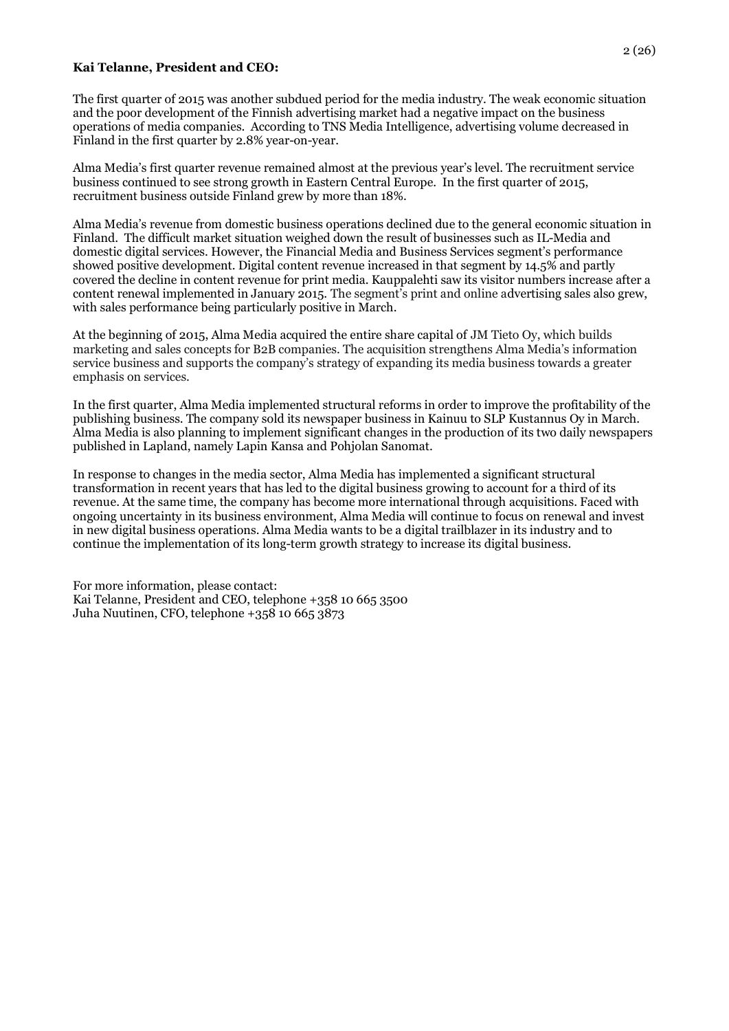**Kai Telanne, President and CEO:**

The first quarter of 2015 was another subdued period for the media industry. The weak economic situation and the poor development of the Finnish advertising market had a negative impact on the business operations of media companies. According to TNS Media Intelligence, advertising volume decreased in Finland in the first quarter by 2.8% year-on-year.

Alma Media's first quarter revenue remained almost at the previous year's level. The recruitment service business continued to see strong growth in Eastern Central Europe. In the first quarter of 2015, recruitment business outside Finland grew by more than 18%.

Alma Media's revenue from domestic business operations declined due to the general economic situation in Finland. The difficult market situation weighed down the result of businesses such as IL-Media and domestic digital services. However, the Financial Media and Business Services segment's performance showed positive development. Digital content revenue increased in that segment by 14.5% and partly covered the decline in content revenue for print media. Kauppalehti saw its visitor numbers increase after a content renewal implemented in January 2015. The segment's print and online advertising sales also grew, with sales performance being particularly positive in March.

At the beginning of 2015, Alma Media acquired the entire share capital of JM Tieto Oy, which builds marketing and sales concepts for B2B companies. The acquisition strengthens Alma Media's information service business and supports the company's strategy of expanding its media business towards a greater emphasis on services.

In the first quarter, Alma Media implemented structural reforms in order to improve the profitability of the publishing business. The company sold its newspaper business in Kainuu to SLP Kustannus Oy in March. Alma Media is also planning to implement significant changes in the production of its two daily newspapers published in Lapland, namely Lapin Kansa and Pohjolan Sanomat.

In response to changes in the media sector, Alma Media has implemented a significant structural transformation in recent years that has led to the digital business growing to account for a third of its revenue. At the same time, the company has become more international through acquisitions. Faced with ongoing uncertainty in its business environment, Alma Media will continue to focus on renewal and invest in new digital business operations. Alma Media wants to be a digital trailblazer in its industry and to continue the implementation of its long-term growth strategy to increase its digital business.

For more information, please contact:
Kai Telanne, President and CEO, telephone +358 10 665 3500
Juha Nuutinen, CFO, telephone +358 10 665 3873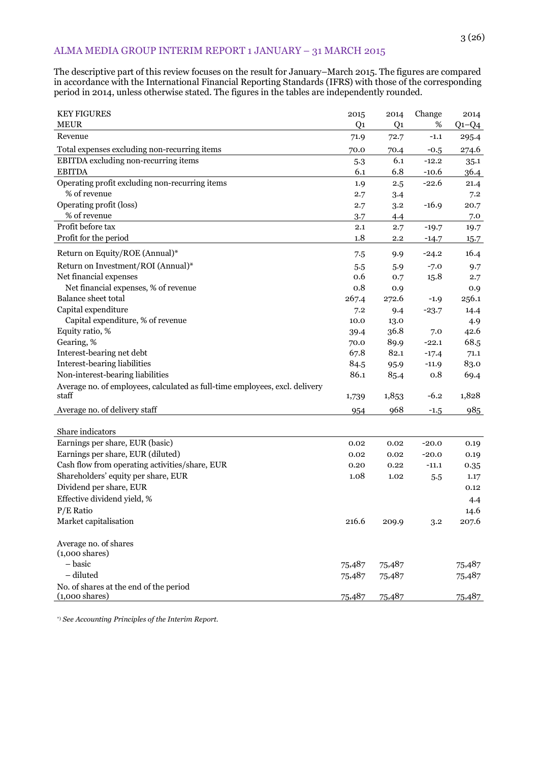## ALMA MEDIA GROUP INTERIM REPORT 1 JANUARY – 31 MARCH 2015

The descriptive part of this review focuses on the result for January–March 2015. The figures are compared in accordance with the International Financial Reporting Standards (IFRS) with those of the corresponding period in 2014, unless otherwise stated. The figures in the tables are independently rounded.

| KEY FIGURES<br>MEUR | 2015<br>Q1 | 2014<br>Q1 | Change<br>% | 2014<br>Q1–Q4 |
|---|---|---|---|---|
| Revenue | 71.9 | 72.7 | -1.1 | 295.4 |
| Total expenses excluding non-recurring items | 70.0 | 70.4 | -0.5 | 274.6 |
| EBITDA excluding non-recurring items | 5.3 | 6.1 | -12.2 | 35.1 |
| EBITDA | 6.1 | 6.8 | -10.6 | 36.4 |
| Operating profit excluding non-recurring items | 1.9 | 2.5 | -22.6 | 21.4 |
| % of revenue | 2.7 | 3.4 | | 7.2 |
| Operating profit (loss) | 2.7 | 3.2 | -16.9 | 20.7 |
| % of revenue | 3.7 | 4.4 | | 7.0 |
| Profit before tax | 2.1 | 2.7 | -19.7 | 19.7 |
| Profit for the period | 1.8 | 2.2 | -14.7 | 15.7 |
| Return on Equity/ROE (Annual)* | 7.5 | 9.9 | -24.2 | 16.4 |
| Return on Investment/ROI (Annual)* | 5.5 | 5.9 | -7.0 | 9.7 |
| Net financial expenses | 0.6 | 0.7 | 15.8 | 2.7 |
| Net financial expenses, % of revenue | 0.8 | 0.9 | | 0.9 |
| Balance sheet total | 267.4 | 272.6 | -1.9 | 256.1 |
| Capital expenditure | 7.2 | 9.4 | -23.7 | 14.4 |
| Capital expenditure, % of revenue | 10.0 | 13.0 | | 4.9 |
| Equity ratio, % | 39.4 | 36.8 | 7.0 | 42.6 |
| Gearing, % | 70.0 | 89.9 | -22.1 | 68.5 |
| Interest-bearing net debt | 67.8 | 82.1 | -17.4 | 71.1 |
| Interest-bearing liabilities | 84.5 | 95.9 | -11.9 | 83.0 |
| Non-interest-bearing liabilities | 86.1 | 85.4 | 0.8 | 69.4 |
| Average no. of employees, calculated as full-time employees, excl. delivery staff | 1,739 | 1,853 | -6.2 | 1,828 |
| Average no. of delivery staff | 954 | 968 | -1.5 | 985 |
| | | | | |
| Share indicators | | | | |
| Earnings per share, EUR (basic) | 0.02 | 0.02 | -20.0 | 0.19 |
| Earnings per share, EUR (diluted) | 0.02 | 0.02 | -20.0 | 0.19 |
| Cash flow from operating activities/share, EUR | 0.20 | 0.22 | -11.1 | 0.35 |
| Shareholders' equity per share, EUR | 1.08 | 1.02 | 5.5 | 1.17 |
| Dividend per share, EUR | | | | 0.12 |
| Effective dividend yield, % | | | | 4.4 |
| P/E Ratio | | | | 14.6 |
| Market capitalisation | 216.6 | 209.9 | 3.2 | 207.6 |
| | | | | |
| Average no. of shares (1,000 shares) | | | | |
| – basic | 75,487 | 75,487 | | 75,487 |
| – diluted | 75,487 | 75,487 | | 75,487 |
| No. of shares at the end of the period (1,000 shares) | 75,487 | 75,487 | | 75,487 |

*) *See Accounting Principles of the Interim Report.*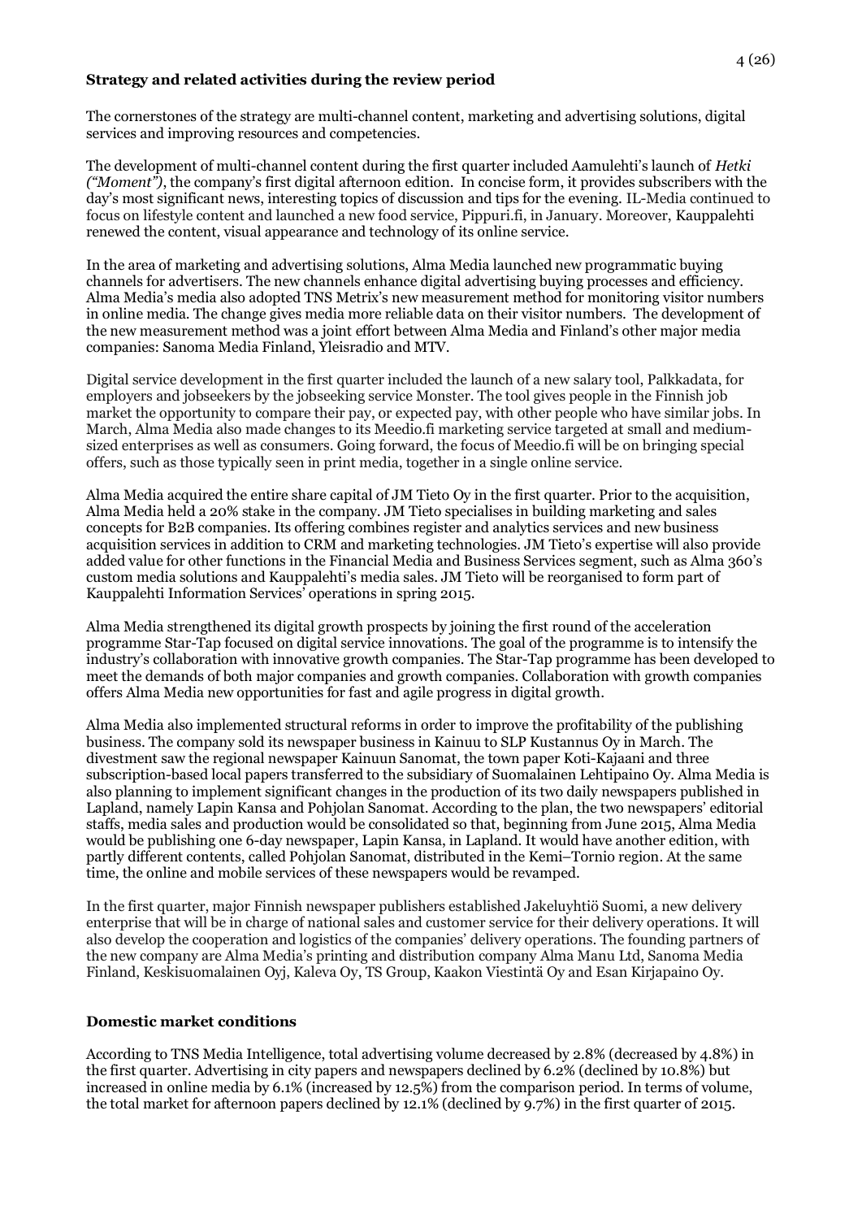**Strategy and related activities during the review period**

The cornerstones of the strategy are multi-channel content, marketing and advertising solutions, digital services and improving resources and competencies.

The development of multi-channel content during the first quarter included Aamulehti's launch of *Hetki ("Moment")*, the company's first digital afternoon edition. In concise form, it provides subscribers with the day's most significant news, interesting topics of discussion and tips for the evening. IL-Media continued to focus on lifestyle content and launched a new food service, Pippuri.fi, in January. Moreover, Kauppalehti renewed the content, visual appearance and technology of its online service.

In the area of marketing and advertising solutions, Alma Media launched new programmatic buying channels for advertisers. The new channels enhance digital advertising buying processes and efficiency. Alma Media's media also adopted TNS Metrix's new measurement method for monitoring visitor numbers in online media. The change gives media more reliable data on their visitor numbers. The development of the new measurement method was a joint effort between Alma Media and Finland's other major media companies: Sanoma Media Finland, Yleisradio and MTV.

Digital service development in the first quarter included the launch of a new salary tool, Palkkadata, for employers and jobseekers by the jobseeking service Monster. The tool gives people in the Finnish job market the opportunity to compare their pay, or expected pay, with other people who have similar jobs. In March, Alma Media also made changes to its Meedio.fi marketing service targeted at small and medium-sized enterprises as well as consumers. Going forward, the focus of Meedio.fi will be on bringing special offers, such as those typically seen in print media, together in a single online service.

Alma Media acquired the entire share capital of JM Tieto Oy in the first quarter. Prior to the acquisition, Alma Media held a 20% stake in the company. JM Tieto specialises in building marketing and sales concepts for B2B companies. Its offering combines register and analytics services and new business acquisition services in addition to CRM and marketing technologies. JM Tieto's expertise will also provide added value for other functions in the Financial Media and Business Services segment, such as Alma 360's custom media solutions and Kauppalehti's media sales. JM Tieto will be reorganised to form part of Kauppalehti Information Services' operations in spring 2015.

Alma Media strengthened its digital growth prospects by joining the first round of the acceleration programme Star-Tap focused on digital service innovations. The goal of the programme is to intensify the industry's collaboration with innovative growth companies. The Star-Tap programme has been developed to meet the demands of both major companies and growth companies. Collaboration with growth companies offers Alma Media new opportunities for fast and agile progress in digital growth.

Alma Media also implemented structural reforms in order to improve the profitability of the publishing business. The company sold its newspaper business in Kainuu to SLP Kustannus Oy in March. The divestment saw the regional newspaper Kainuun Sanomat, the town paper Koti-Kajaani and three subscription-based local papers transferred to the subsidiary of Suomalainen Lehtipaino Oy. Alma Media is also planning to implement significant changes in the production of its two daily newspapers published in Lapland, namely Lapin Kansa and Pohjolan Sanomat. According to the plan, the two newspapers' editorial staffs, media sales and production would be consolidated so that, beginning from June 2015, Alma Media would be publishing one 6-day newspaper, Lapin Kansa, in Lapland. It would have another edition, with partly different contents, called Pohjolan Sanomat, distributed in the Kemi–Tornio region. At the same time, the online and mobile services of these newspapers would be revamped.

In the first quarter, major Finnish newspaper publishers established Jakeluyhtiö Suomi, a new delivery enterprise that will be in charge of national sales and customer service for their delivery operations. It will also develop the cooperation and logistics of the companies' delivery operations. The founding partners of the new company are Alma Media's printing and distribution company Alma Manu Ltd, Sanoma Media Finland, Keskisuomalainen Oyj, Kaleva Oy, TS Group, Kaakon Viestintä Oy and Esan Kirjapaino Oy.

**Domestic market conditions**

According to TNS Media Intelligence, total advertising volume decreased by 2.8% (decreased by 4.8%) in the first quarter. Advertising in city papers and newspapers declined by 6.2% (declined by 10.8%) but increased in online media by 6.1% (increased by 12.5%) from the comparison period. In terms of volume, the total market for afternoon papers declined by 12.1% (declined by 9.7%) in the first quarter of 2015.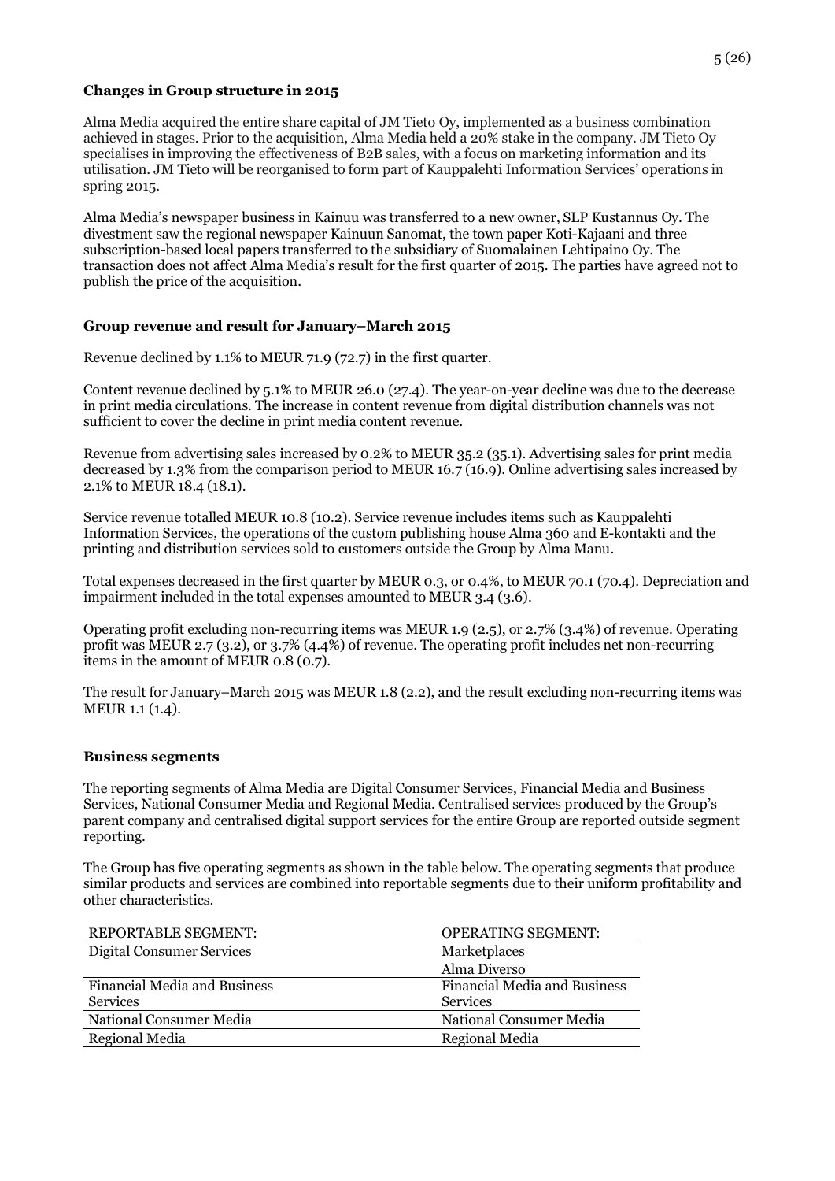### Changes in Group structure in 2015

Alma Media acquired the entire share capital of JM Tieto Oy, implemented as a business combination achieved in stages. Prior to the acquisition, Alma Media held a 20% stake in the company. JM Tieto Oy specialises in improving the effectiveness of B2B sales, with a focus on marketing information and its utilisation. JM Tieto will be reorganised to form part of Kauppalehti Information Services' operations in spring 2015.

Alma Media's newspaper business in Kainuu was transferred to a new owner, SLP Kustannus Oy. The divestment saw the regional newspaper Kainuun Sanomat, the town paper Koti-Kajaani and three subscription-based local papers transferred to the subsidiary of Suomalainen Lehtipaino Oy. The transaction does not affect Alma Media's result for the first quarter of 2015. The parties have agreed not to publish the price of the acquisition.

### Group revenue and result for January–March 2015

Revenue declined by 1.1% to MEUR 71.9 (72.7) in the first quarter.

Content revenue declined by 5.1% to MEUR 26.0 (27.4). The year-on-year decline was due to the decrease in print media circulations. The increase in content revenue from digital distribution channels was not sufficient to cover the decline in print media content revenue.

Revenue from advertising sales increased by 0.2% to MEUR 35.2 (35.1). Advertising sales for print media decreased by 1.3% from the comparison period to MEUR 16.7 (16.9). Online advertising sales increased by 2.1% to MEUR 18.4 (18.1).

Service revenue totalled MEUR 10.8 (10.2). Service revenue includes items such as Kauppalehti Information Services, the operations of the custom publishing house Alma 360 and E-kontakti and the printing and distribution services sold to customers outside the Group by Alma Manu.

Total expenses decreased in the first quarter by MEUR 0.3, or 0.4%, to MEUR 70.1 (70.4). Depreciation and impairment included in the total expenses amounted to MEUR 3.4 (3.6).

Operating profit excluding non-recurring items was MEUR 1.9 (2.5), or 2.7% (3.4%) of revenue. Operating profit was MEUR 2.7 (3.2), or 3.7% (4.4%) of revenue. The operating profit includes net non-recurring items in the amount of MEUR 0.8 (0.7).

The result for January–March 2015 was MEUR 1.8 (2.2), and the result excluding non-recurring items was MEUR 1.1 (1.4).

### Business segments

The reporting segments of Alma Media are Digital Consumer Services, Financial Media and Business Services, National Consumer Media and Regional Media. Centralised services produced by the Group's parent company and centralised digital support services for the entire Group are reported outside segment reporting.

The Group has five operating segments as shown in the table below. The operating segments that produce similar products and services are combined into reportable segments due to their uniform profitability and other characteristics.

| REPORTABLE SEGMENT: | OPERATING SEGMENT: |
|---|---|
| Digital Consumer Services | Marketplaces |
| | Alma Diverso |
| Financial Media and Business Services | Financial Media and Business Services |
| National Consumer Media | National Consumer Media |
| Regional Media | Regional Media |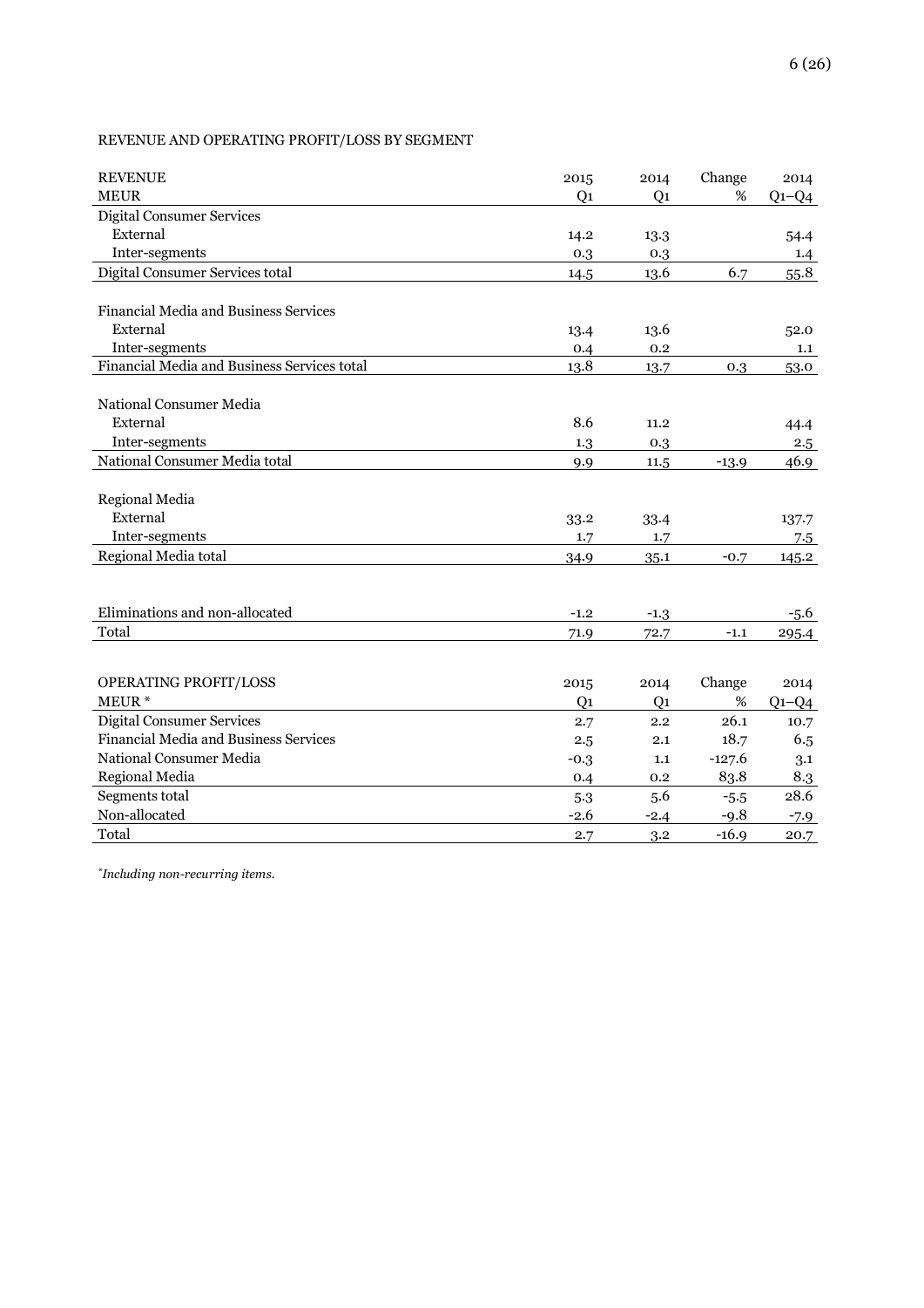REVENUE AND OPERATING PROFIT/LOSS BY SEGMENT

| REVENUE<br>MEUR | 2015<br>Q1 | 2014<br>Q1 | Change<br>% | 2014<br>Q1–Q4 |
|---|---|---|---|---|
| Digital Consumer Services | | | | |
| External | 14.2 | 13.3 | | 54.4 |
| Inter-segments | 0.3 | 0.3 | | 1.4 |
| Digital Consumer Services total | 14.5 | 13.6 | 6.7 | 55.8 |
| | | | | |
| Financial Media and Business Services | | | | |
| External | 13.4 | 13.6 | | 52.0 |
| Inter-segments | 0.4 | 0.2 | | 1.1 |
| Financial Media and Business Services total | 13.8 | 13.7 | 0.3 | 53.0 |
| | | | | |
| National Consumer Media | | | | |
| External | 8.6 | 11.2 | | 44.4 |
| Inter-segments | 1.3 | 0.3 | | 2.5 |
| National Consumer Media total | 9.9 | 11.5 | -13.9 | 46.9 |
| | | | | |
| Regional Media | | | | |
| External | 33.2 | 33.4 | | 137.7 |
| Inter-segments | 1.7 | 1.7 | | 7.5 |
| Regional Media total | 34.9 | 35.1 | -0.7 | 145.2 |
| | | | | |
| Eliminations and non-allocated | -1.2 | -1.3 | | -5.6 |
| Total | 71.9 | 72.7 | -1.1 | 295.4 |

| OPERATING PROFIT/LOSS<br>MEUR * | 2015<br>Q1 | 2014<br>Q1 | Change<br>% | 2014<br>Q1–Q4 |
|---|---|---|---|---|
| Digital Consumer Services | 2.7 | 2.2 | 26.1 | 10.7 |
| Financial Media and Business Services | 2.5 | 2.1 | 18.7 | 6.5 |
| National Consumer Media | -0.3 | 1.1 | -127.6 | 3.1 |
| Regional Media | 0.4 | 0.2 | 83.8 | 8.3 |
| Segments total | 5.3 | 5.6 | -5.5 | 28.6 |
| Non-allocated | -2.6 | -2.4 | -9.8 | -7.9 |
| Total | 2.7 | 3.2 | -16.9 | 20.7 |

*\*Including non-recurring items.*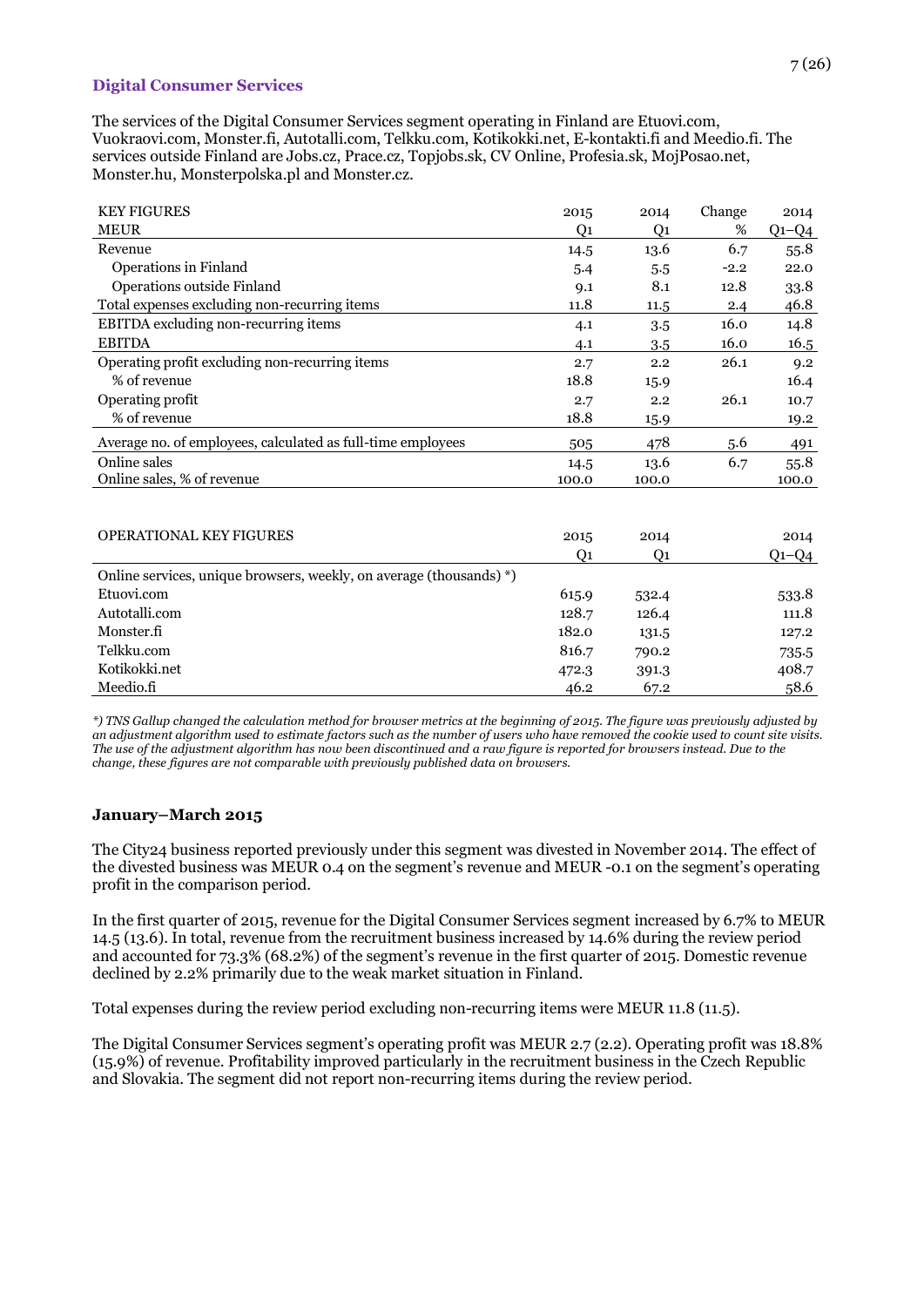### Digital Consumer Services

The services of the Digital Consumer Services segment operating in Finland are Etuovi.com, Vuokraovi.com, Monster.fi, Autotalli.com, Telkku.com, Kotikokki.net, E-kontakti.fi and Meedio.fi. The services outside Finland are Jobs.cz, Prace.cz, Topjobs.sk, CV Online, Profesia.sk, MojPosao.net, Monster.hu, Monsterpolska.pl and Monster.cz.

| KEY FIGURES | 2015 | 2014 | Change | 2014 |
|---|---|---|---|---|
| MEUR | Q1 | Q1 | % | Q1–Q4 |
| Revenue | 14.5 | 13.6 | 6.7 | 55.8 |
| Operations in Finland | 5.4 | 5.5 | -2.2 | 22.0 |
| Operations outside Finland | 9.1 | 8.1 | 12.8 | 33.8 |
| Total expenses excluding non-recurring items | 11.8 | 11.5 | 2.4 | 46.8 |
| EBITDA excluding non-recurring items | 4.1 | 3.5 | 16.0 | 14.8 |
| EBITDA | 4.1 | 3.5 | 16.0 | 16.5 |
| Operating profit excluding non-recurring items | 2.7 | 2.2 | 26.1 | 9.2 |
| % of revenue | 18.8 | 15.9 | | 16.4 |
| Operating profit | 2.7 | 2.2 | 26.1 | 10.7 |
| % of revenue | 18.8 | 15.9 | | 19.2 |
| Average no. of employees, calculated as full-time employees | 505 | 478 | 5.6 | 491 |
| Online sales | 14.5 | 13.6 | 6.7 | 55.8 |
| Online sales, % of revenue | 100.0 | 100.0 | | 100.0 |

| OPERATIONAL KEY FIGURES | 2015 | 2014 | 2014 |
|---|---|---|---|
| | Q1 | Q1 | Q1–Q4 |
| Online services, unique browsers, weekly, on average (thousands) *) | | | |
| Etuovi.com | 615.9 | 532.4 | 533.8 |
| Autotalli.com | 128.7 | 126.4 | 111.8 |
| Monster.fi | 182.0 | 131.5 | 127.2 |
| Telkku.com | 816.7 | 790.2 | 735.5 |
| Kotikokki.net | 472.3 | 391.3 | 408.7 |
| Meedio.fi | 46.2 | 67.2 | 58.6 |

*\*) TNS Gallup changed the calculation method for browser metrics at the beginning of 2015. The figure was previously adjusted by an adjustment algorithm used to estimate factors such as the number of users who have removed the cookie used to count site visits. The use of the adjustment algorithm has now been discontinued and a raw figure is reported for browsers instead. Due to the change, these figures are not comparable with previously published data on browsers.*

#### January–March 2015

The City24 business reported previously under this segment was divested in November 2014. The effect of the divested business was MEUR 0.4 on the segment's revenue and MEUR -0.1 on the segment's operating profit in the comparison period.

In the first quarter of 2015, revenue for the Digital Consumer Services segment increased by 6.7% to MEUR 14.5 (13.6). In total, revenue from the recruitment business increased by 14.6% during the review period and accounted for 73.3% (68.2%) of the segment's revenue in the first quarter of 2015. Domestic revenue declined by 2.2% primarily due to the weak market situation in Finland.

Total expenses during the review period excluding non-recurring items were MEUR 11.8 (11.5).

The Digital Consumer Services segment's operating profit was MEUR 2.7 (2.2). Operating profit was 18.8% (15.9%) of revenue. Profitability improved particularly in the recruitment business in the Czech Republic and Slovakia. The segment did not report non-recurring items during the review period.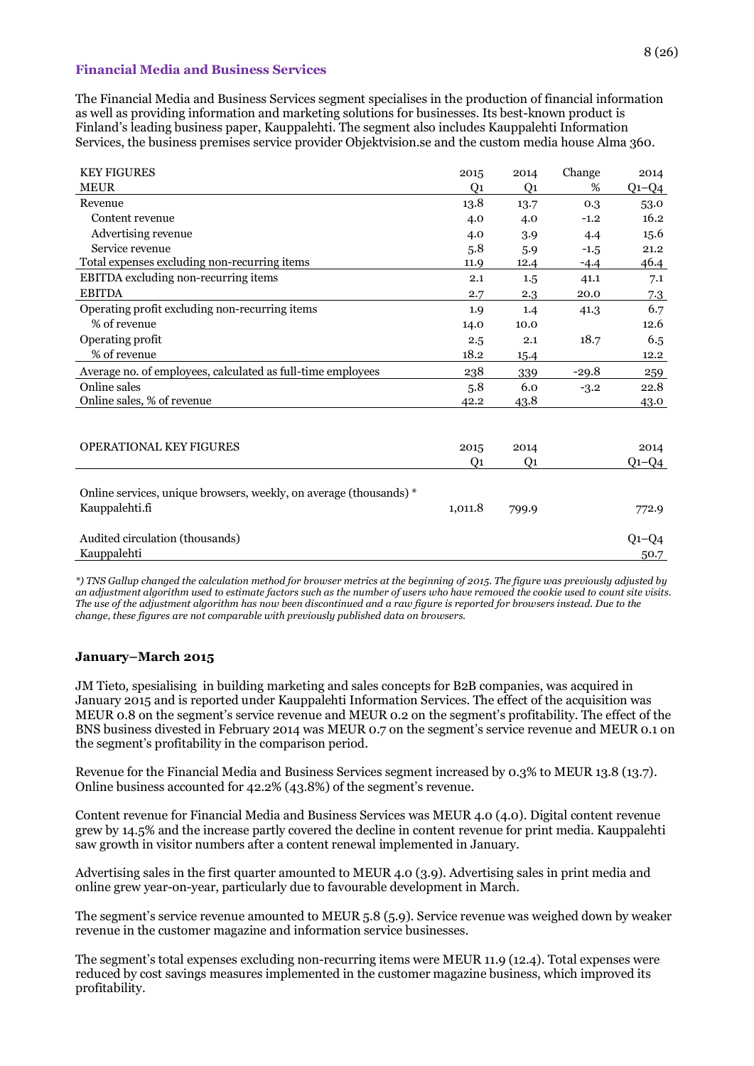## Financial Media and Business Services

The Financial Media and Business Services segment specialises in the production of financial information as well as providing information and marketing solutions for businesses. Its best-known product is Finland's leading business paper, Kauppalehti. The segment also includes Kauppalehti Information Services, the business premises service provider Objektvision.se and the custom media house Alma 360.

| KEY FIGURES<br>MEUR | 2015<br>Q1 | 2014<br>Q1 | Change<br>% | 2014<br>Q1–Q4 |
|---|---|---|---|---|
| Revenue | 13.8 | 13.7 | 0.3 | 53.0 |
| Content revenue | 4.0 | 4.0 | -1.2 | 16.2 |
| Advertising revenue | 4.0 | 3.9 | 4.4 | 15.6 |
| Service revenue | 5.8 | 5.9 | -1.5 | 21.2 |
| Total expenses excluding non-recurring items | 11.9 | 12.4 | -4.4 | 46.4 |
| EBITDA excluding non-recurring items | 2.1 | 1.5 | 41.1 | 7.1 |
| EBITDA | 2.7 | 2.3 | 20.0 | 7.3 |
| Operating profit excluding non-recurring items | 1.9 | 1.4 | 41.3 | 6.7 |
| % of revenue | 14.0 | 10.0 | | 12.6 |
| Operating profit | 2.5 | 2.1 | 18.7 | 6.5 |
| % of revenue | 18.2 | 15.4 | | 12.2 |
| Average no. of employees, calculated as full-time employees | 238 | 339 | -29.8 | 259 |
| Online sales | 5.8 | 6.0 | -3.2 | 22.8 |
| Online sales, % of revenue | 42.2 | 43.8 | | 43.0 |

| OPERATIONAL KEY FIGURES | 2015<br>Q1 | 2014<br>Q1 | | 2014<br>Q1–Q4 |
|---|---|---|---|---|
| Online services, unique browsers, weekly, on average (thousands) * | | | | |
| Kauppalehti.fi | 1,011.8 | 799.9 | | 772.9 |
| Audited circulation (thousands) | | | | Q1–Q4 |
| Kauppalehti | | | | 50.7 |

*\*) TNS Gallup changed the calculation method for browser metrics at the beginning of 2015. The figure was previously adjusted by an adjustment algorithm used to estimate factors such as the number of users who have removed the cookie used to count site visits. The use of the adjustment algorithm has now been discontinued and a raw figure is reported for browsers instead. Due to the change, these figures are not comparable with previously published data on browsers.*

### January–March 2015

JM Tieto, spesialising in building marketing and sales concepts for B2B companies, was acquired in January 2015 and is reported under Kauppalehti Information Services. The effect of the acquisition was MEUR 0.8 on the segment's service revenue and MEUR 0.2 on the segment's profitability. The effect of the BNS business divested in February 2014 was MEUR 0.7 on the segment's service revenue and MEUR 0.1 on the segment's profitability in the comparison period.

Revenue for the Financial Media and Business Services segment increased by 0.3% to MEUR 13.8 (13.7). Online business accounted for 42.2% (43.8%) of the segment's revenue.

Content revenue for Financial Media and Business Services was MEUR 4.0 (4.0). Digital content revenue grew by 14.5% and the increase partly covered the decline in content revenue for print media. Kauppalehti saw growth in visitor numbers after a content renewal implemented in January.

Advertising sales in the first quarter amounted to MEUR 4.0 (3.9). Advertising sales in print media and online grew year-on-year, particularly due to favourable development in March.

The segment's service revenue amounted to MEUR 5.8 (5.9). Service revenue was weighed down by weaker revenue in the customer magazine and information service businesses.

The segment's total expenses excluding non-recurring items were MEUR 11.9 (12.4). Total expenses were reduced by cost savings measures implemented in the customer magazine business, which improved its profitability.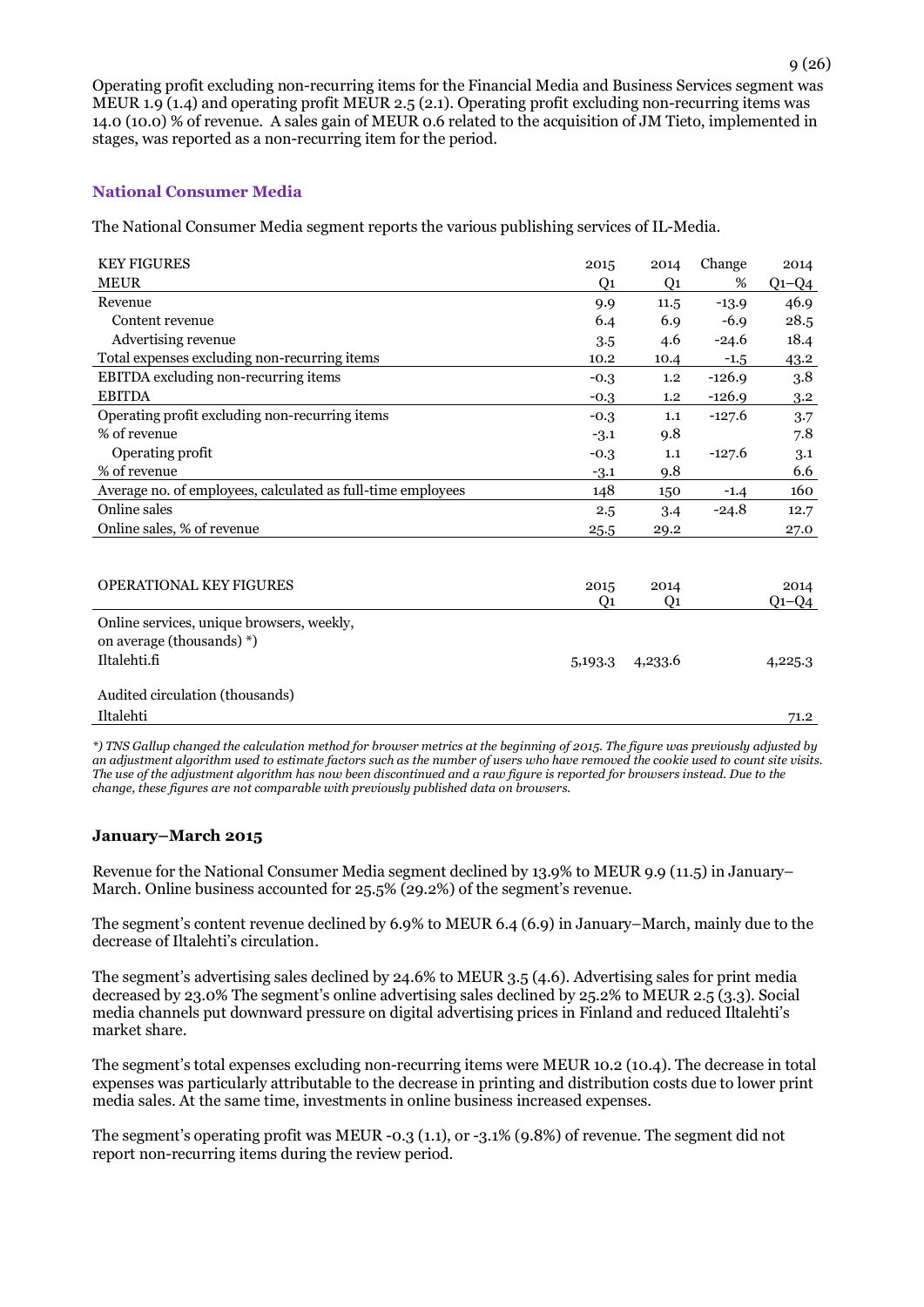Operating profit excluding non-recurring items for the Financial Media and Business Services segment was MEUR 1.9 (1.4) and operating profit MEUR 2.5 (2.1). Operating profit excluding non-recurring items was 14.0 (10.0) % of revenue. A sales gain of MEUR 0.6 related to the acquisition of JM Tieto, implemented in stages, was reported as a non-recurring item for the period.

## National Consumer Media

The National Consumer Media segment reports the various publishing services of IL-Media.

| KEY FIGURES | 2015 | 2014 | Change | 2014 |
|---|---|---|---|---|
| MEUR | Q1 | Q1 | % | Q1–Q4 |
| Revenue | 9.9 | 11.5 | -13.9 | 46.9 |
| Content revenue | 6.4 | 6.9 | -6.9 | 28.5 |
| Advertising revenue | 3.5 | 4.6 | -24.6 | 18.4 |
| Total expenses excluding non-recurring items | 10.2 | 10.4 | -1.5 | 43.2 |
| EBITDA excluding non-recurring items | -0.3 | 1.2 | -126.9 | 3.8 |
| EBITDA | -0.3 | 1.2 | -126.9 | 3.2 |
| Operating profit excluding non-recurring items | -0.3 | 1.1 | -127.6 | 3.7 |
| % of revenue | -3.1 | 9.8 | | 7.8 |
| Operating profit | -0.3 | 1.1 | -127.6 | 3.1 |
| % of revenue | -3.1 | 9.8 | | 6.6 |
| Average no. of employees, calculated as full-time employees | 148 | 150 | -1.4 | 160 |
| Online sales | 2.5 | 3.4 | -24.8 | 12.7 |
| Online sales, % of revenue | 25.5 | 29.2 | | 27.0 |

| OPERATIONAL KEY FIGURES | 2015 Q1 | 2014 Q1 | 2014 Q1–Q4 |
|---|---|---|---|
| Online services, unique browsers, weekly, on average (thousands) *) | | | |
| Iltalehti.fi | 5,193.3 | 4,233.6 | 4,225.3 |
| Audited circulation (thousands) | | | |
| Iltalehti | | | 71.2 |

*\*) TNS Gallup changed the calculation method for browser metrics at the beginning of 2015. The figure was previously adjusted by an adjustment algorithm used to estimate factors such as the number of users who have removed the cookie used to count site visits. The use of the adjustment algorithm has now been discontinued and a raw figure is reported for browsers instead. Due to the change, these figures are not comparable with previously published data on browsers.*

### January–March 2015

Revenue for the National Consumer Media segment declined by 13.9% to MEUR 9.9 (11.5) in January–March. Online business accounted for 25.5% (29.2%) of the segment's revenue.

The segment's content revenue declined by 6.9% to MEUR 6.4 (6.9) in January–March, mainly due to the decrease of Iltalehti's circulation.

The segment's advertising sales declined by 24.6% to MEUR 3.5 (4.6). Advertising sales for print media decreased by 23.0% The segment's online advertising sales declined by 25.2% to MEUR 2.5 (3.3). Social media channels put downward pressure on digital advertising prices in Finland and reduced Iltalehti's market share.

The segment's total expenses excluding non-recurring items were MEUR 10.2 (10.4). The decrease in total expenses was particularly attributable to the decrease in printing and distribution costs due to lower print media sales. At the same time, investments in online business increased expenses.

The segment's operating profit was MEUR -0.3 (1.1), or -3.1% (9.8%) of revenue. The segment did not report non-recurring items during the review period.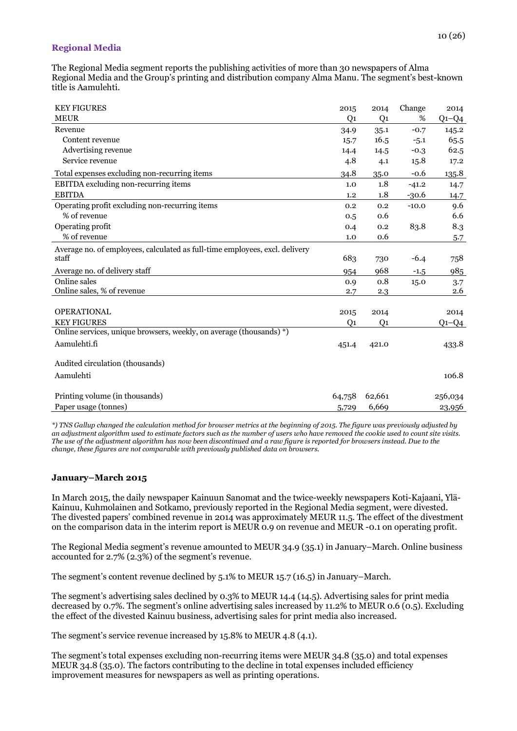### Regional Media

The Regional Media segment reports the publishing activities of more than 30 newspapers of Alma Regional Media and the Group's printing and distribution company Alma Manu. The segment's best-known title is Aamulehti.

| KEY FIGURES | 2015 | 2014 | Change | 2014 |
|---|---|---|---|---|
| MEUR | Q1 | Q1 | % | Q1–Q4 |
| Revenue | 34.9 | 35.1 | -0.7 | 145.2 |
| Content revenue | 15.7 | 16.5 | -5.1 | 65.5 |
| Advertising revenue | 14.4 | 14.5 | -0.3 | 62.5 |
| Service revenue | 4.8 | 4.1 | 15.8 | 17.2 |
| Total expenses excluding non-recurring items | 34.8 | 35.0 | -0.6 | 135.8 |
| EBITDA excluding non-recurring items | 1.0 | 1.8 | -41.2 | 14.7 |
| EBITDA | 1.2 | 1.8 | -30.6 | 14.7 |
| Operating profit excluding non-recurring items | 0.2 | 0.2 | -10.0 | 9.6 |
| % of revenue | 0.5 | 0.6 | | 6.6 |
| Operating profit | 0.4 | 0.2 | 83.8 | 8.3 |
| % of revenue | 1.0 | 0.6 | | 5.7 |
| Average no. of employees, calculated as full-time employees, excl. delivery staff | 683 | 730 | -6.4 | 758 |
| Average no. of delivery staff | 954 | 968 | -1.5 | 985 |
| Online sales | 0.9 | 0.8 | 15.0 | 3.7 |
| Online sales, % of revenue | 2.7 | 2.3 | | 2.6 |

| OPERATIONAL | 2015 | 2014 | 2014 |
|---|---|---|---|
| KEY FIGURES | Q1 | Q1 | Q1–Q4 |
| Online services, unique browsers, weekly, on average (thousands) *) | | | |
| Aamulehti.fi | 451.4 | 421.0 | 433.8 |
| Audited circulation (thousands) | | | |
| Aamulehti | | | 106.8 |
| Printing volume (in thousands) | 64,758 | 62,661 | 256,034 |
| Paper usage (tonnes) | 5,729 | 6,669 | 23,956 |

*\*) TNS Gallup changed the calculation method for browser metrics at the beginning of 2015. The figure was previously adjusted by an adjustment algorithm used to estimate factors such as the number of users who have removed the cookie used to count site visits. The use of the adjustment algorithm has now been discontinued and a raw figure is reported for browsers instead. Due to the change, these figures are not comparable with previously published data on browsers.*

#### January–March 2015

In March 2015, the daily newspaper Kainuun Sanomat and the twice-weekly newspapers Koti-Kajaani, Ylä-Kainuu, Kuhmolainen and Sotkamo, previously reported in the Regional Media segment, were divested. The divested papers' combined revenue in 2014 was approximately MEUR 11.5. The effect of the divestment on the comparison data in the interim report is MEUR 0.9 on revenue and MEUR -0.1 on operating profit.

The Regional Media segment's revenue amounted to MEUR 34.9 (35.1) in January–March. Online business accounted for 2.7% (2.3%) of the segment's revenue.

The segment's content revenue declined by 5.1% to MEUR 15.7 (16.5) in January–March.

The segment's advertising sales declined by 0.3% to MEUR 14.4 (14.5). Advertising sales for print media decreased by 0.7%. The segment's online advertising sales increased by 11.2% to MEUR 0.6 (0.5). Excluding the effect of the divested Kainuu business, advertising sales for print media also increased.

The segment's service revenue increased by 15.8% to MEUR 4.8 (4.1).

The segment's total expenses excluding non-recurring items were MEUR 34.8 (35.0) and total expenses MEUR 34.8 (35.0). The factors contributing to the decline in total expenses included efficiency improvement measures for newspapers as well as printing operations.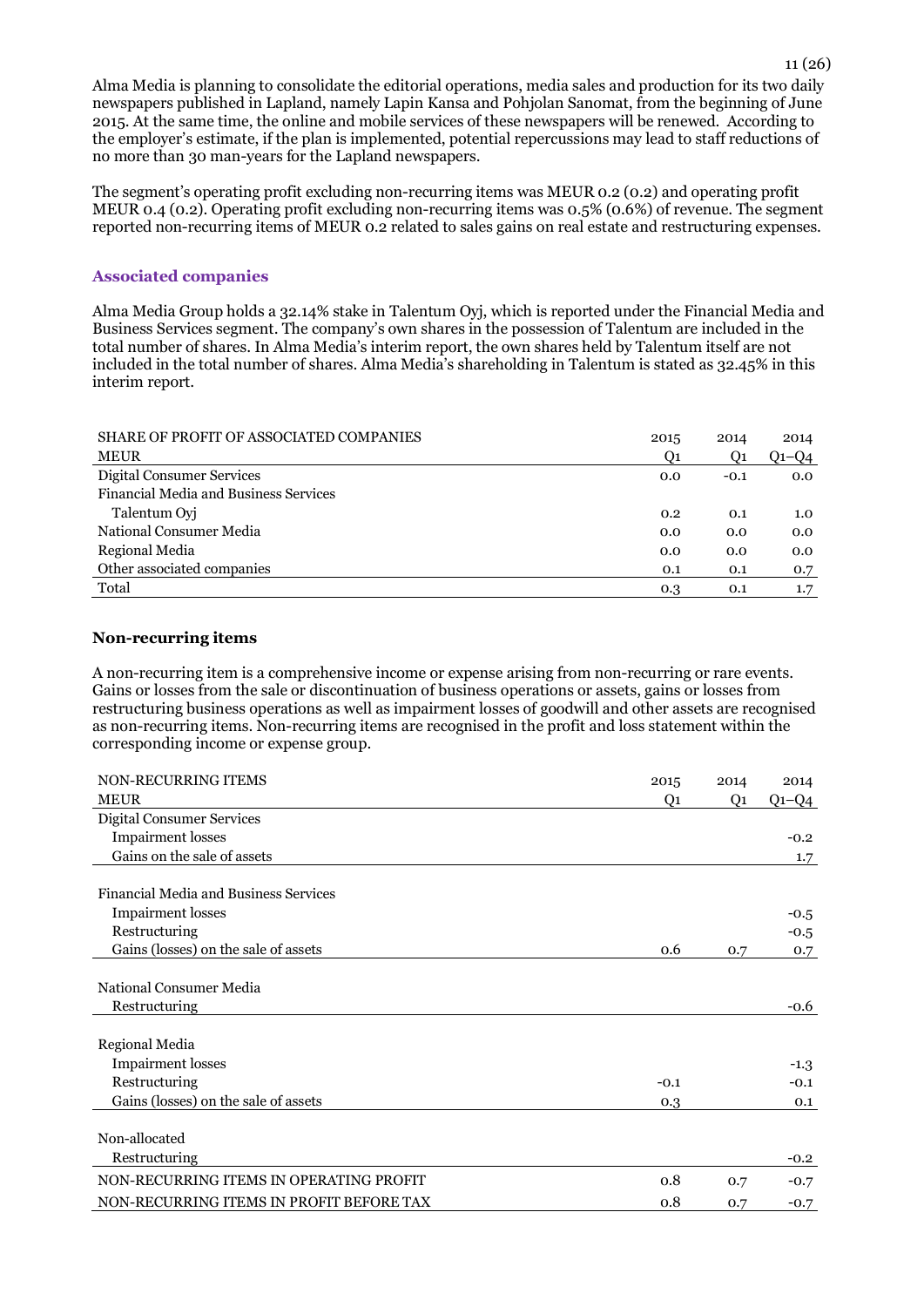Alma Media is planning to consolidate the editorial operations, media sales and production for its two daily newspapers published in Lapland, namely Lapin Kansa and Pohjolan Sanomat, from the beginning of June 2015. At the same time, the online and mobile services of these newspapers will be renewed. According to the employer's estimate, if the plan is implemented, potential repercussions may lead to staff reductions of no more than 30 man-years for the Lapland newspapers.

The segment's operating profit excluding non-recurring items was MEUR 0.2 (0.2) and operating profit MEUR 0.4 (0.2). Operating profit excluding non-recurring items was 0.5% (0.6%) of revenue. The segment reported non-recurring items of MEUR 0.2 related to sales gains on real estate and restructuring expenses.

### Associated companies

Alma Media Group holds a 32.14% stake in Talentum Oyj, which is reported under the Financial Media and Business Services segment. The company's own shares in the possession of Talentum are included in the total number of shares. In Alma Media's interim report, the own shares held by Talentum itself are not included in the total number of shares. Alma Media's shareholding in Talentum is stated as 32.45% in this interim report.

| SHARE OF PROFIT OF ASSOCIATED COMPANIES | 2015 | 2014 | 2014 |
|---|---|---|---|
| MEUR | Q1 | Q1 | Q1–Q4 |
| Digital Consumer Services | 0.0 | -0.1 | 0.0 |
| Financial Media and Business Services | | | |
| Talentum Oyj | 0.2 | 0.1 | 1.0 |
| National Consumer Media | 0.0 | 0.0 | 0.0 |
| Regional Media | 0.0 | 0.0 | 0.0 |
| Other associated companies | 0.1 | 0.1 | 0.7 |
| Total | 0.3 | 0.1 | 1.7 |

### Non-recurring items

A non-recurring item is a comprehensive income or expense arising from non-recurring or rare events. Gains or losses from the sale or discontinuation of business operations or assets, gains or losses from restructuring business operations as well as impairment losses of goodwill and other assets are recognised as non-recurring items. Non-recurring items are recognised in the profit and loss statement within the corresponding income or expense group.

| NON-RECURRING ITEMS | 2015 | 2014 | 2014 |
|---|---|---|---|
| MEUR | Q1 | Q1 | Q1–Q4 |
| Digital Consumer Services | | | |
| Impairment losses | | | -0.2 |
| Gains on the sale of assets | | | 1.7 |
| | | | |
| Financial Media and Business Services | | | |
| Impairment losses | | | -0.5 |
| Restructuring | | | -0.5 |
| Gains (losses) on the sale of assets | 0.6 | 0.7 | 0.7 |
| | | | |
| National Consumer Media | | | |
| Restructuring | | | -0.6 |
| | | | |
| Regional Media | | | |
| Impairment losses | | | -1.3 |
| Restructuring | -0.1 | | -0.1 |
| Gains (losses) on the sale of assets | 0.3 | | 0.1 |
| | | | |
| Non-allocated | | | |
| Restructuring | | | -0.2 |
| NON-RECURRING ITEMS IN OPERATING PROFIT | 0.8 | 0.7 | -0.7 |
| NON-RECURRING ITEMS IN PROFIT BEFORE TAX | 0.8 | 0.7 | -0.7 |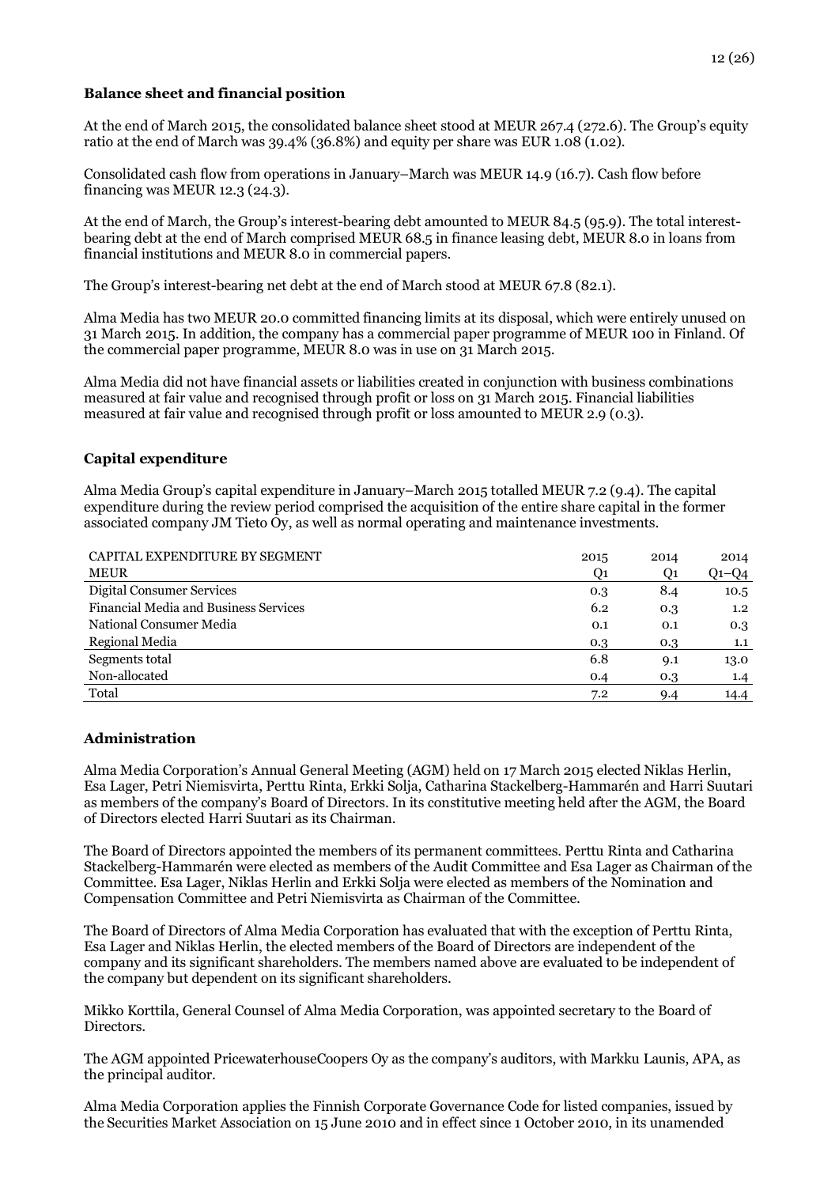### Balance sheet and financial position

At the end of March 2015, the consolidated balance sheet stood at MEUR 267.4 (272.6). The Group's equity ratio at the end of March was 39.4% (36.8%) and equity per share was EUR 1.08 (1.02).

Consolidated cash flow from operations in January–March was MEUR 14.9 (16.7). Cash flow before financing was MEUR 12.3 (24.3).

At the end of March, the Group's interest-bearing debt amounted to MEUR 84.5 (95.9). The total interest-bearing debt at the end of March comprised MEUR 68.5 in finance leasing debt, MEUR 8.0 in loans from financial institutions and MEUR 8.0 in commercial papers.

The Group's interest-bearing net debt at the end of March stood at MEUR 67.8 (82.1).

Alma Media has two MEUR 20.0 committed financing limits at its disposal, which were entirely unused on 31 March 2015. In addition, the company has a commercial paper programme of MEUR 100 in Finland. Of the commercial paper programme, MEUR 8.0 was in use on 31 March 2015.

Alma Media did not have financial assets or liabilities created in conjunction with business combinations measured at fair value and recognised through profit or loss on 31 March 2015. Financial liabilities measured at fair value and recognised through profit or loss amounted to MEUR 2.9 (0.3).

### Capital expenditure

Alma Media Group's capital expenditure in January–March 2015 totalled MEUR 7.2 (9.4). The capital expenditure during the review period comprised the acquisition of the entire share capital in the former associated company JM Tieto Oy, as well as normal operating and maintenance investments.

| CAPITAL EXPENDITURE BY SEGMENT<br>MEUR | 2015<br>Q1 | 2014<br>Q1 | 2014<br>Q1–Q4 |
|---|---|---|---|
| Digital Consumer Services | 0.3 | 8.4 | 10.5 |
| Financial Media and Business Services | 6.2 | 0.3 | 1.2 |
| National Consumer Media | 0.1 | 0.1 | 0.3 |
| Regional Media | 0.3 | 0.3 | 1.1 |
| Segments total | 6.8 | 9.1 | 13.0 |
| Non-allocated | 0.4 | 0.3 | 1.4 |
| Total | 7.2 | 9.4 | 14.4 |

### Administration

Alma Media Corporation's Annual General Meeting (AGM) held on 17 March 2015 elected Niklas Herlin, Esa Lager, Petri Niemisvirta, Perttu Rinta, Erkki Solja, Catharina Stackelberg-Hammarén and Harri Suutari as members of the company's Board of Directors. In its constitutive meeting held after the AGM, the Board of Directors elected Harri Suutari as its Chairman.

The Board of Directors appointed the members of its permanent committees. Perttu Rinta and Catharina Stackelberg-Hammarén were elected as members of the Audit Committee and Esa Lager as Chairman of the Committee. Esa Lager, Niklas Herlin and Erkki Solja were elected as members of the Nomination and Compensation Committee and Petri Niemisvirta as Chairman of the Committee.

The Board of Directors of Alma Media Corporation has evaluated that with the exception of Perttu Rinta, Esa Lager and Niklas Herlin, the elected members of the Board of Directors are independent of the company and its significant shareholders. The members named above are evaluated to be independent of the company but dependent on its significant shareholders.

Mikko Korttila, General Counsel of Alma Media Corporation, was appointed secretary to the Board of Directors.

The AGM appointed PricewaterhouseCoopers Oy as the company's auditors, with Markku Launis, APA, as the principal auditor.

Alma Media Corporation applies the Finnish Corporate Governance Code for listed companies, issued by the Securities Market Association on 15 June 2010 and in effect since 1 October 2010, in its unamended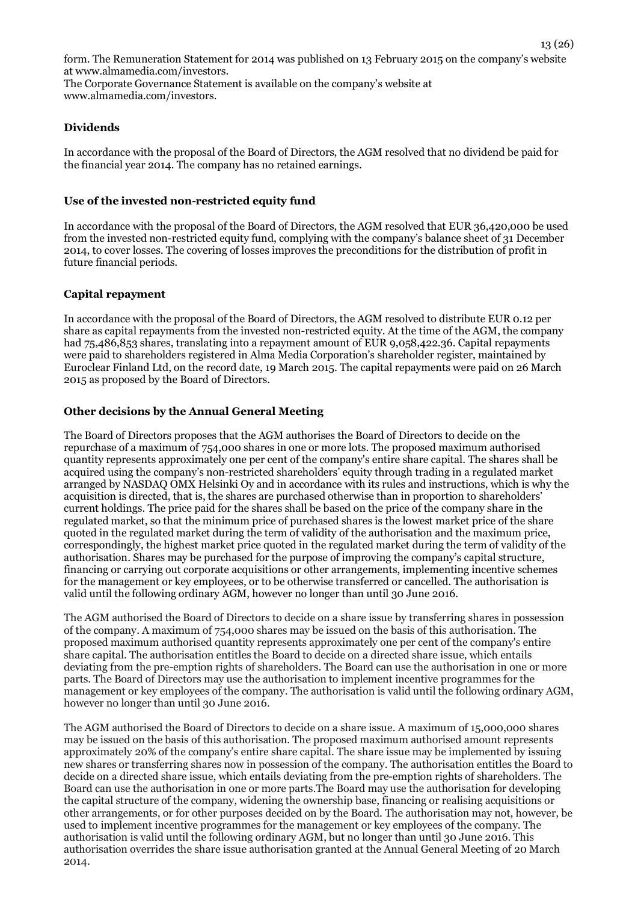form. The Remuneration Statement for 2014 was published on 13 February 2015 on the company's website at www.almamedia.com/investors.
The Corporate Governance Statement is available on the company's website at www.almamedia.com/investors.

### Dividends

In accordance with the proposal of the Board of Directors, the AGM resolved that no dividend be paid for the financial year 2014. The company has no retained earnings.

### Use of the invested non-restricted equity fund

In accordance with the proposal of the Board of Directors, the AGM resolved that EUR 36,420,000 be used from the invested non-restricted equity fund, complying with the company's balance sheet of 31 December 2014, to cover losses. The covering of losses improves the preconditions for the distribution of profit in future financial periods.

### Capital repayment

In accordance with the proposal of the Board of Directors, the AGM resolved to distribute EUR 0.12 per share as capital repayments from the invested non-restricted equity. At the time of the AGM, the company had 75,486,853 shares, translating into a repayment amount of EUR 9,058,422.36. Capital repayments were paid to shareholders registered in Alma Media Corporation's shareholder register, maintained by Euroclear Finland Ltd, on the record date, 19 March 2015. The capital repayments were paid on 26 March 2015 as proposed by the Board of Directors.

### Other decisions by the Annual General Meeting

The Board of Directors proposes that the AGM authorises the Board of Directors to decide on the repurchase of a maximum of 754,000 shares in one or more lots. The proposed maximum authorised quantity represents approximately one per cent of the company's entire share capital. The shares shall be acquired using the company's non-restricted shareholders' equity through trading in a regulated market arranged by NASDAQ OMX Helsinki Oy and in accordance with its rules and instructions, which is why the acquisition is directed, that is, the shares are purchased otherwise than in proportion to shareholders' current holdings. The price paid for the shares shall be based on the price of the company share in the regulated market, so that the minimum price of purchased shares is the lowest market price of the share quoted in the regulated market during the term of validity of the authorisation and the maximum price, correspondingly, the highest market price quoted in the regulated market during the term of validity of the authorisation. Shares may be purchased for the purpose of improving the company's capital structure, financing or carrying out corporate acquisitions or other arrangements, implementing incentive schemes for the management or key employees, or to be otherwise transferred or cancelled. The authorisation is valid until the following ordinary AGM, however no longer than until 30 June 2016.

The AGM authorised the Board of Directors to decide on a share issue by transferring shares in possession of the company. A maximum of 754,000 shares may be issued on the basis of this authorisation. The proposed maximum authorised quantity represents approximately one per cent of the company's entire share capital. The authorisation entitles the Board to decide on a directed share issue, which entails deviating from the pre-emption rights of shareholders. The Board can use the authorisation in one or more parts. The Board of Directors may use the authorisation to implement incentive programmes for the management or key employees of the company. The authorisation is valid until the following ordinary AGM, however no longer than until 30 June 2016.

The AGM authorised the Board of Directors to decide on a share issue. A maximum of 15,000,000 shares may be issued on the basis of this authorisation. The proposed maximum authorised amount represents approximately 20% of the company's entire share capital. The share issue may be implemented by issuing new shares or transferring shares now in possession of the company. The authorisation entitles the Board to decide on a directed share issue, which entails deviating from the pre-emption rights of shareholders. The Board can use the authorisation in one or more parts.The Board may use the authorisation for developing the capital structure of the company, widening the ownership base, financing or realising acquisitions or other arrangements, or for other purposes decided on by the Board. The authorisation may not, however, be used to implement incentive programmes for the management or key employees of the company. The authorisation is valid until the following ordinary AGM, but no longer than until 30 June 2016. This authorisation overrides the share issue authorisation granted at the Annual General Meeting of 20 March 2014.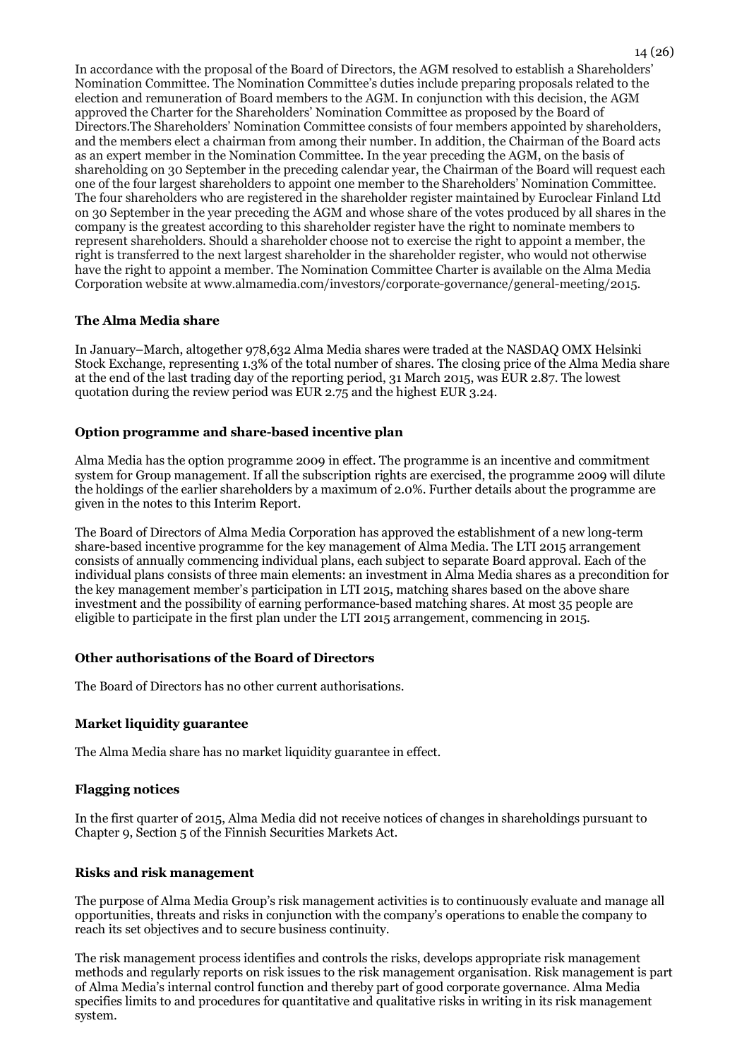In accordance with the proposal of the Board of Directors, the AGM resolved to establish a Shareholders' Nomination Committee. The Nomination Committee's duties include preparing proposals related to the election and remuneration of Board members to the AGM. In conjunction with this decision, the AGM approved the Charter for the Shareholders' Nomination Committee as proposed by the Board of Directors.The Shareholders' Nomination Committee consists of four members appointed by shareholders, and the members elect a chairman from among their number. In addition, the Chairman of the Board acts as an expert member in the Nomination Committee. In the year preceding the AGM, on the basis of shareholding on 30 September in the preceding calendar year, the Chairman of the Board will request each one of the four largest shareholders to appoint one member to the Shareholders' Nomination Committee. The four shareholders who are registered in the shareholder register maintained by Euroclear Finland Ltd on 30 September in the year preceding the AGM and whose share of the votes produced by all shares in the company is the greatest according to this shareholder register have the right to nominate members to represent shareholders. Should a shareholder choose not to exercise the right to appoint a member, the right is transferred to the next largest shareholder in the shareholder register, who would not otherwise have the right to appoint a member. The Nomination Committee Charter is available on the Alma Media Corporation website at www.almamedia.com/investors/corporate-governance/general-meeting/2015.

**The Alma Media share**

In January–March, altogether 978,632 Alma Media shares were traded at the NASDAQ OMX Helsinki Stock Exchange, representing 1.3% of the total number of shares. The closing price of the Alma Media share at the end of the last trading day of the reporting period, 31 March 2015, was EUR 2.87. The lowest quotation during the review period was EUR 2.75 and the highest EUR 3.24.

**Option programme and share-based incentive plan**

Alma Media has the option programme 2009 in effect. The programme is an incentive and commitment system for Group management. If all the subscription rights are exercised, the programme 2009 will dilute the holdings of the earlier shareholders by a maximum of 2.0%. Further details about the programme are given in the notes to this Interim Report.

The Board of Directors of Alma Media Corporation has approved the establishment of a new long-term share-based incentive programme for the key management of Alma Media. The LTI 2015 arrangement consists of annually commencing individual plans, each subject to separate Board approval. Each of the individual plans consists of three main elements: an investment in Alma Media shares as a precondition for the key management member's participation in LTI 2015, matching shares based on the above share investment and the possibility of earning performance-based matching shares. At most 35 people are eligible to participate in the first plan under the LTI 2015 arrangement, commencing in 2015.

**Other authorisations of the Board of Directors**

The Board of Directors has no other current authorisations.

**Market liquidity guarantee**

The Alma Media share has no market liquidity guarantee in effect.

**Flagging notices**

In the first quarter of 2015, Alma Media did not receive notices of changes in shareholdings pursuant to Chapter 9, Section 5 of the Finnish Securities Markets Act.

**Risks and risk management**

The purpose of Alma Media Group's risk management activities is to continuously evaluate and manage all opportunities, threats and risks in conjunction with the company's operations to enable the company to reach its set objectives and to secure business continuity.

The risk management process identifies and controls the risks, develops appropriate risk management methods and regularly reports on risk issues to the risk management organisation. Risk management is part of Alma Media's internal control function and thereby part of good corporate governance. Alma Media specifies limits to and procedures for quantitative and qualitative risks in writing in its risk management system.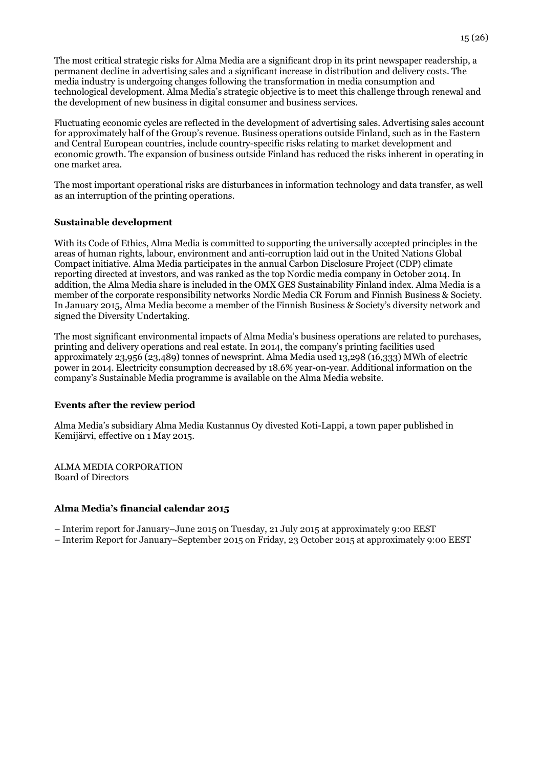The most critical strategic risks for Alma Media are a significant drop in its print newspaper readership, a permanent decline in advertising sales and a significant increase in distribution and delivery costs. The media industry is undergoing changes following the transformation in media consumption and technological development. Alma Media's strategic objective is to meet this challenge through renewal and the development of new business in digital consumer and business services.

Fluctuating economic cycles are reflected in the development of advertising sales. Advertising sales account for approximately half of the Group's revenue. Business operations outside Finland, such as in the Eastern and Central European countries, include country-specific risks relating to market development and economic growth. The expansion of business outside Finland has reduced the risks inherent in operating in one market area.

The most important operational risks are disturbances in information technology and data transfer, as well as an interruption of the printing operations.

### Sustainable development

With its Code of Ethics, Alma Media is committed to supporting the universally accepted principles in the areas of human rights, labour, environment and anti-corruption laid out in the United Nations Global Compact initiative. Alma Media participates in the annual Carbon Disclosure Project (CDP) climate reporting directed at investors, and was ranked as the top Nordic media company in October 2014. In addition, the Alma Media share is included in the OMX GES Sustainability Finland index. Alma Media is a member of the corporate responsibility networks Nordic Media CR Forum and Finnish Business & Society. In January 2015, Alma Media become a member of the Finnish Business & Society's diversity network and signed the Diversity Undertaking.

The most significant environmental impacts of Alma Media's business operations are related to purchases, printing and delivery operations and real estate. In 2014, the company's printing facilities used approximately 23,956 (23,489) tonnes of newsprint. Alma Media used 13,298 (16,333) MWh of electric power in 2014. Electricity consumption decreased by 18.6% year-on-year. Additional information on the company's Sustainable Media programme is available on the Alma Media website.

### Events after the review period

Alma Media's subsidiary Alma Media Kustannus Oy divested Koti-Lappi, a town paper published in Kemijärvi, effective on 1 May 2015.

ALMA MEDIA CORPORATION
Board of Directors

### Alma Media's financial calendar 2015

– Interim report for January–June 2015 on Tuesday, 21 July 2015 at approximately 9:00 EEST
– Interim Report for January–September 2015 on Friday, 23 October 2015 at approximately 9:00 EEST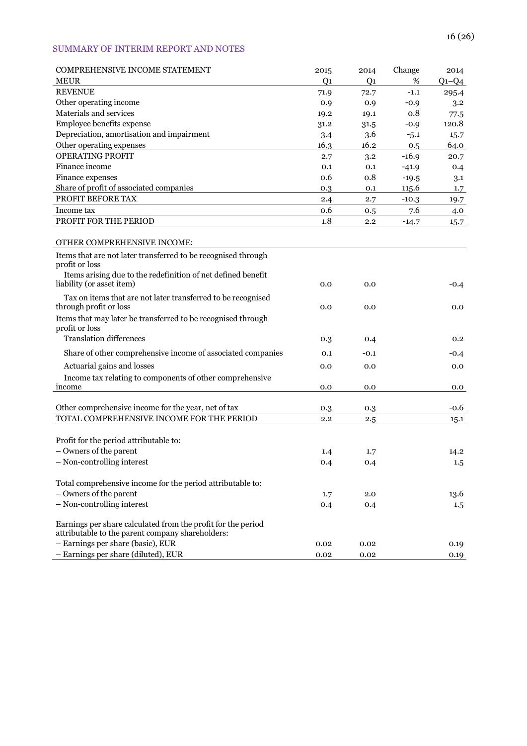SUMMARY OF INTERIM REPORT AND NOTES

| COMPREHENSIVE INCOME STATEMENT<br>MEUR | 2015<br>Q1 | 2014<br>Q1 | Change<br>% | 2014<br>Q1–Q4 |
|---|---|---|---|---|
| REVENUE | 71.9 | 72.7 | -1.1 | 295.4 |
| Other operating income | 0.9 | 0.9 | -0.9 | 3.2 |
| Materials and services | 19.2 | 19.1 | 0.8 | 77.5 |
| Employee benefits expense | 31.2 | 31.5 | -0.9 | 120.8 |
| Depreciation, amortisation and impairment | 3.4 | 3.6 | -5.1 | 15.7 |
| Other operating expenses | 16.3 | 16.2 | 0.5 | 64.0 |
| OPERATING PROFIT | 2.7 | 3.2 | -16.9 | 20.7 |
| Finance income | 0.1 | 0.1 | -41.9 | 0.4 |
| Finance expenses | 0.6 | 0.8 | -19.5 | 3.1 |
| Share of profit of associated companies | 0.3 | 0.1 | 115.6 | 1.7 |
| PROFIT BEFORE TAX | 2.4 | 2.7 | -10.3 | 19.7 |
| Income tax | 0.6 | 0.5 | 7.6 | 4.0 |
| PROFIT FOR THE PERIOD | 1.8 | 2.2 | -14.7 | 15.7 |
| | | | | |
| OTHER COMPREHENSIVE INCOME: | | | | |
| Items that are not later transferred to be recognised through profit or loss | | | | |
| Items arising due to the redefinition of net defined benefit liability (or asset item) | 0.0 | 0.0 | | -0.4 |
| Tax on items that are not later transferred to be recognised through profit or loss | 0.0 | 0.0 | | 0.0 |
| Items that may later be transferred to be recognised through profit or loss | | | | |
| Translation differences | 0.3 | 0.4 | | 0.2 |
| Share of other comprehensive income of associated companies | 0.1 | -0.1 | | -0.4 |
| Actuarial gains and losses | 0.0 | 0.0 | | 0.0 |
| Income tax relating to components of other comprehensive income | 0.0 | 0.0 | | 0.0 |
| | | | | |
| Other comprehensive income for the year, net of tax | 0.3 | 0.3 | | -0.6 |
| TOTAL COMPREHENSIVE INCOME FOR THE PERIOD | 2.2 | 2.5 | | 15.1 |
| | | | | |
| Profit for the period attributable to: | | | | |
| – Owners of the parent | 1.4 | 1.7 | | 14.2 |
| – Non-controlling interest | 0.4 | 0.4 | | 1.5 |
| | | | | |
| Total comprehensive income for the period attributable to: | | | | |
| – Owners of the parent | 1.7 | 2.0 | | 13.6 |
| – Non-controlling interest | 0.4 | 0.4 | | 1.5 |
| | | | | |
| Earnings per share calculated from the profit for the period attributable to the parent company shareholders: | | | | |
| – Earnings per share (basic), EUR | 0.02 | 0.02 | | 0.19 |
| – Earnings per share (diluted), EUR | 0.02 | 0.02 | | 0.19 |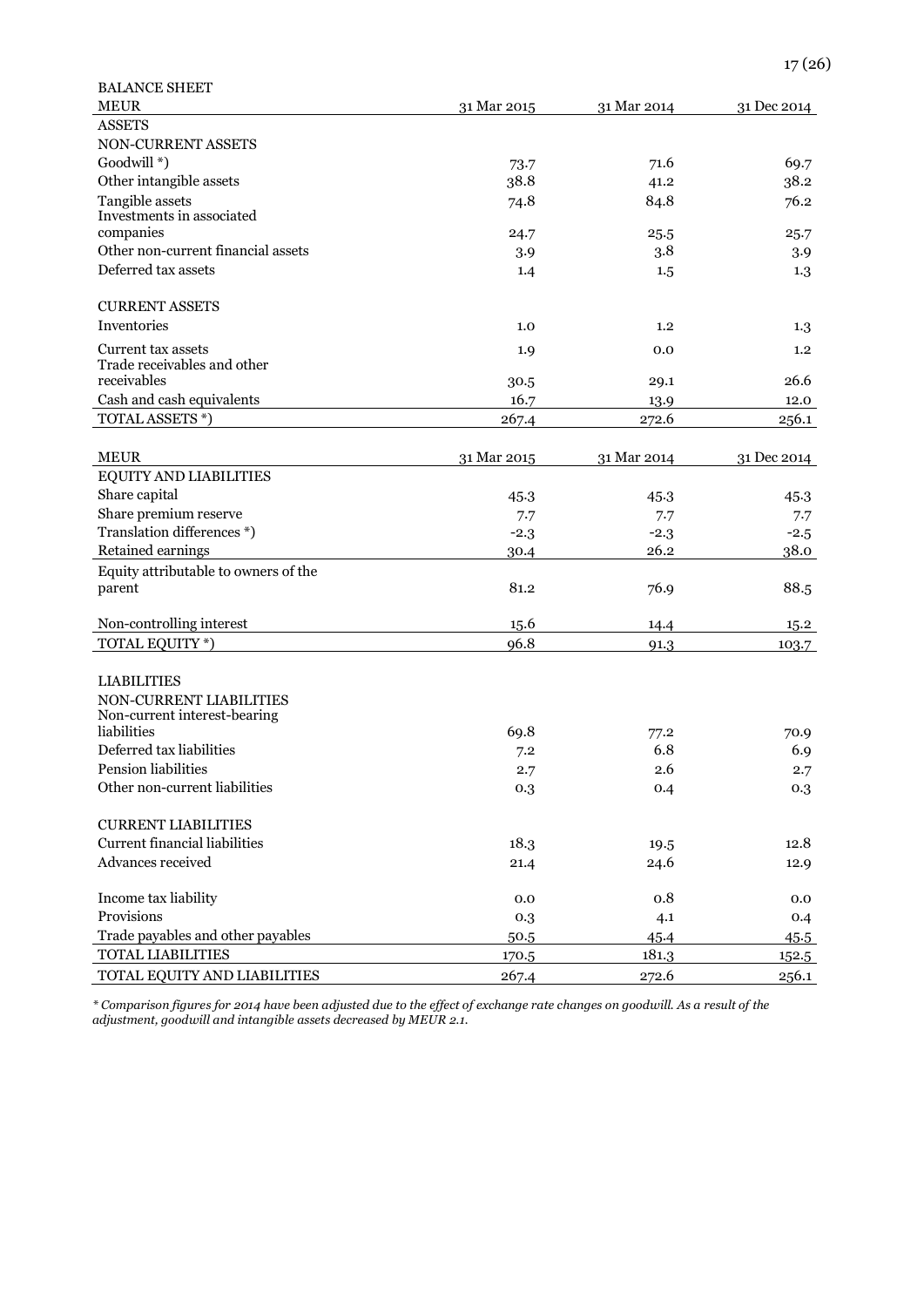BALANCE SHEET

| MEUR | 31 Mar 2015 | 31 Mar 2014 | 31 Dec 2014 |
|---|---|---|---|
| ASSETS | | | |
| NON-CURRENT ASSETS | | | |
| Goodwill *) | 73.7 | 71.6 | 69.7 |
| Other intangible assets | 38.8 | 41.2 | 38.2 |
| Tangible assets | 74.8 | 84.8 | 76.2 |
| Investments in associated companies | 24.7 | 25.5 | 25.7 |
| Other non-current financial assets | 3.9 | 3.8 | 3.9 |
| Deferred tax assets | 1.4 | 1.5 | 1.3 |
| CURRENT ASSETS | | | |
| Inventories | 1.0 | 1.2 | 1.3 |
| Current tax assets | 1.9 | 0.0 | 1.2 |
| Trade receivables and other receivables | 30.5 | 29.1 | 26.6 |
| Cash and cash equivalents | 16.7 | 13.9 | 12.0 |
| TOTAL ASSETS *) | 267.4 | 272.6 | 256.1 |

| MEUR | 31 Mar 2015 | 31 Mar 2014 | 31 Dec 2014 |
|---|---|---|---|
| EQUITY AND LIABILITIES | | | |
| Share capital | 45.3 | 45.3 | 45.3 |
| Share premium reserve | 7.7 | 7.7 | 7.7 |
| Translation differences *) | -2.3 | -2.3 | -2.5 |
| Retained earnings | 30.4 | 26.2 | 38.0 |
| Equity attributable to owners of the parent | 81.2 | 76.9 | 88.5 |
| Non-controlling interest | 15.6 | 14.4 | 15.2 |
| TOTAL EQUITY *) | 96.8 | 91.3 | 103.7 |
| LIABILITIES | | | |
| NON-CURRENT LIABILITIES | | | |
| Non-current interest-bearing liabilities | 69.8 | 77.2 | 70.9 |
| Deferred tax liabilities | 7.2 | 6.8 | 6.9 |
| Pension liabilities | 2.7 | 2.6 | 2.7 |
| Other non-current liabilities | 0.3 | 0.4 | 0.3 |
| CURRENT LIABILITIES | | | |
| Current financial liabilities | 18.3 | 19.5 | 12.8 |
| Advances received | 21.4 | 24.6 | 12.9 |
| Income tax liability | 0.0 | 0.8 | 0.0 |
| Provisions | 0.3 | 4.1 | 0.4 |
| Trade payables and other payables | 50.5 | 45.4 | 45.5 |
| TOTAL LIABILITIES | 170.5 | 181.3 | 152.5 |
| TOTAL EQUITY AND LIABILITIES | 267.4 | 272.6 | 256.1 |

*\* Comparison figures for 2014 have been adjusted due to the effect of exchange rate changes on goodwill. As a result of the adjustment, goodwill and intangible assets decreased by MEUR 2.1.*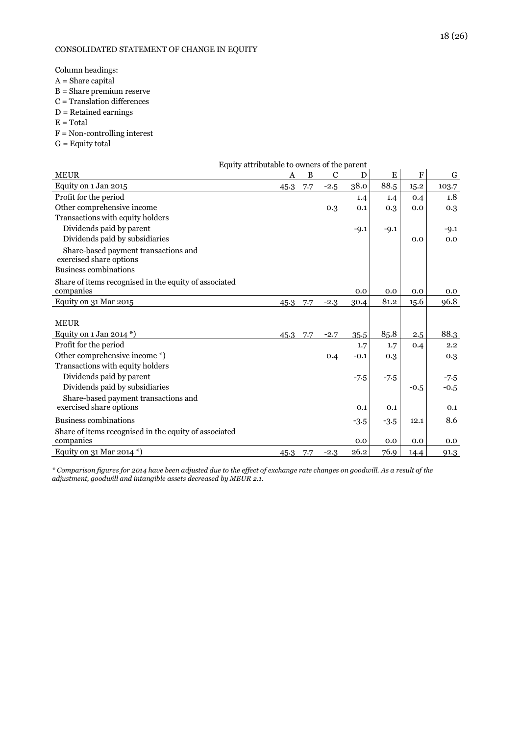CONSOLIDATED STATEMENT OF CHANGE IN EQUITY

Column headings:
A = Share capital
B = Share premium reserve
C = Translation differences
D = Retained earnings
E = Total
F = Non-controlling interest
G = Equity total

| | Equity attributable to owners of the parent | | | | | | |
|---|---|---|---|---|---|---|---|
| MEUR | A | B | C | D | E | F | G |
| Equity on 1 Jan 2015 | 45.3 | 7.7 | -2.5 | 38.0 | 88.5 | 15.2 | 103.7 |
| Profit for the period | | | | 1.4 | 1.4 | 0.4 | 1.8 |
| Other comprehensive income | | | 0.3 | 0.1 | 0.3 | 0.0 | 0.3 |
| Transactions with equity holders | | | | | | | |
| Dividends paid by parent | | | | -9.1 | -9.1 | | -9.1 |
| Dividends paid by subsidiaries | | | | | | 0.0 | 0.0 |
| Share-based payment transactions and exercised share options | | | | | | | |
| Business combinations | | | | | | | |
| Share of items recognised in the equity of associated companies | | | | 0.0 | 0.0 | 0.0 | 0.0 |
| Equity on 31 Mar 2015 | 45.3 | 7.7 | -2.3 | 30.4 | 81.2 | 15.6 | 96.8 |
| | | | | | | | |
| MEUR | | | | | | | |
| Equity on 1 Jan 2014 *) | 45.3 | 7.7 | -2.7 | 35.5 | 85.8 | 2.5 | 88.3 |
| Profit for the period | | | | 1.7 | 1.7 | 0.4 | 2.2 |
| Other comprehensive income *) | | | 0.4 | -0.1 | 0.3 | | 0.3 |
| Transactions with equity holders | | | | | | | |
| Dividends paid by parent | | | | -7.5 | -7.5 | | -7.5 |
| Dividends paid by subsidiaries | | | | | | -0.5 | -0.5 |
| Share-based payment transactions and exercised share options | | | | 0.1 | 0.1 | | 0.1 |
| Business combinations | | | | -3.5 | -3.5 | 12.1 | 8.6 |
| Share of items recognised in the equity of associated companies | | | | 0.0 | 0.0 | 0.0 | 0.0 |
| Equity on 31 Mar 2014 *) | 45.3 | 7.7 | -2.3 | 26.2 | 76.9 | 14.4 | 91.3 |

*\* Comparison figures for 2014 have been adjusted due to the effect of exchange rate changes on goodwill. As a result of the adjustment, goodwill and intangible assets decreased by MEUR 2.1.*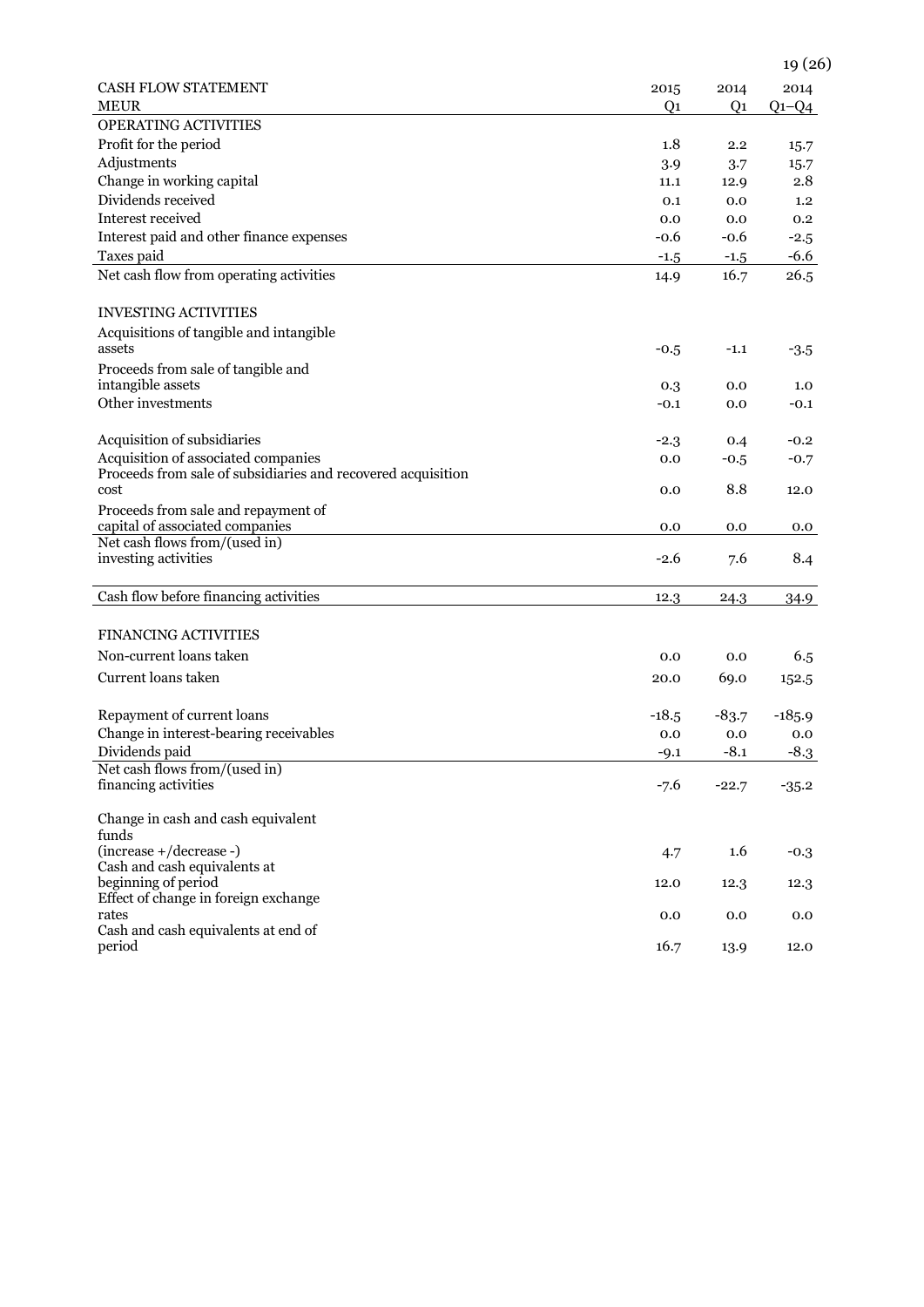| CASH FLOW STATEMENT | 2015 | 2014 | 2014 |
|---|---|---|---|
| MEUR | Q1 | Q1 | Q1–Q4 |
| OPERATING ACTIVITIES | | | |
| Profit for the period | 1.8 | 2.2 | 15.7 |
| Adjustments | 3.9 | 3.7 | 15.7 |
| Change in working capital | 11.1 | 12.9 | 2.8 |
| Dividends received | 0.1 | 0.0 | 1.2 |
| Interest received | 0.0 | 0.0 | 0.2 |
| Interest paid and other finance expenses | -0.6 | -0.6 | -2.5 |
| Taxes paid | -1.5 | -1.5 | -6.6 |
| Net cash flow from operating activities | 14.9 | 16.7 | 26.5 |
| | | | |
| INVESTING ACTIVITIES | | | |
| Acquisitions of tangible and intangible assets | -0.5 | -1.1 | -3.5 |
| Proceeds from sale of tangible and intangible assets | 0.3 | 0.0 | 1.0 |
| Other investments | -0.1 | 0.0 | -0.1 |
| | | | |
| Acquisition of subsidiaries | -2.3 | 0.4 | -0.2 |
| Acquisition of associated companies | 0.0 | -0.5 | -0.7 |
| Proceeds from sale of subsidiaries and recovered acquisition cost | 0.0 | 8.8 | 12.0 |
| Proceeds from sale and repayment of capital of associated companies | 0.0 | 0.0 | 0.0 |
| Net cash flows from/(used in) investing activities | -2.6 | 7.6 | 8.4 |
| | | | |
| Cash flow before financing activities | 12.3 | 24.3 | 34.9 |
| | | | |
| FINANCING ACTIVITIES | | | |
| Non-current loans taken | 0.0 | 0.0 | 6.5 |
| Current loans taken | 20.0 | 69.0 | 152.5 |
| | | | |
| Repayment of current loans | -18.5 | -83.7 | -185.9 |
| Change in interest-bearing receivables | 0.0 | 0.0 | 0.0 |
| Dividends paid | -9.1 | -8.1 | -8.3 |
| Net cash flows from/(used in) financing activities | -7.6 | -22.7 | -35.2 |
| | | | |
| Change in cash and cash equivalent funds (increase +/decrease -) | 4.7 | 1.6 | -0.3 |
| Cash and cash equivalents at beginning of period | 12.0 | 12.3 | 12.3 |
| Effect of change in foreign exchange rates | 0.0 | 0.0 | 0.0 |
| Cash and cash equivalents at end of period | 16.7 | 13.9 | 12.0 |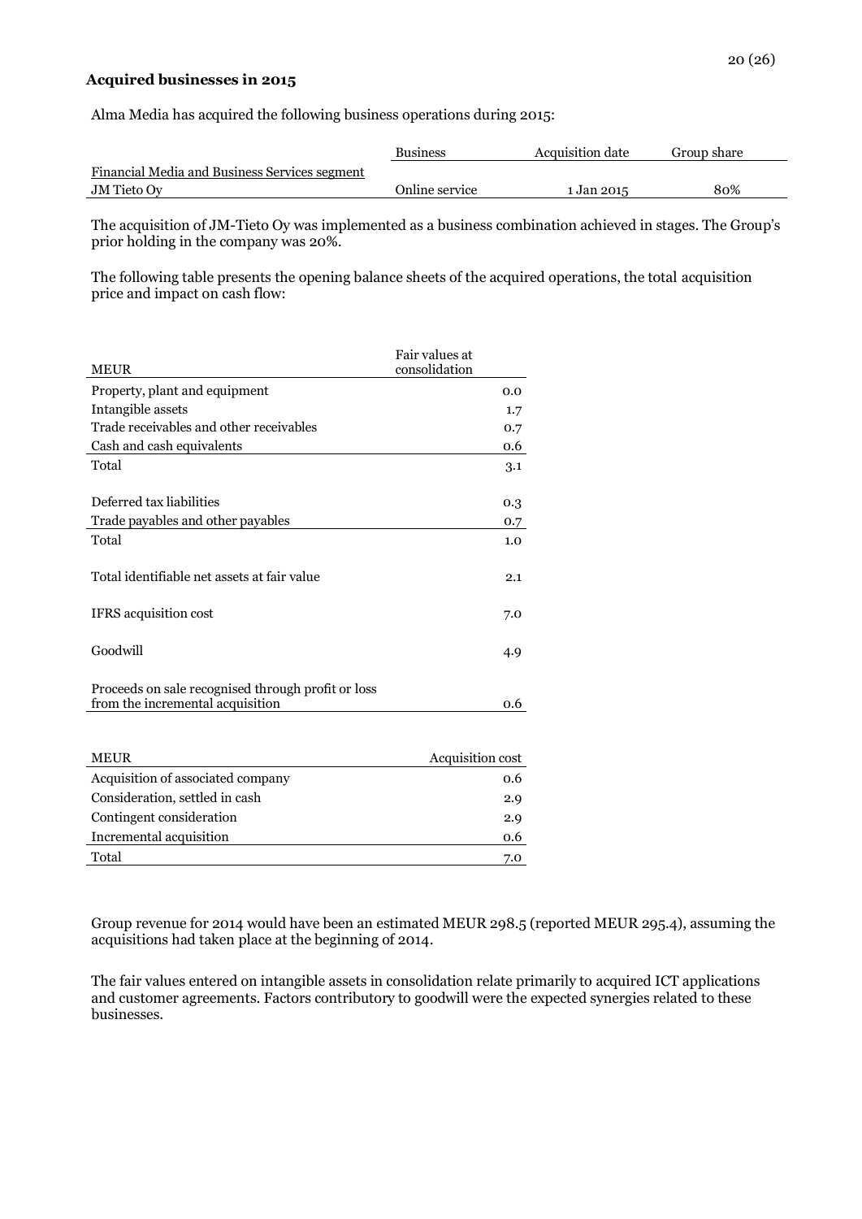### Acquired businesses in 2015

Alma Media has acquired the following business operations during 2015:

| | Business | Acquisition date | Group share |
|---|---|---|---|
| Financial Media and Business Services segment | | | |
| JM Tieto Oy | Online service | 1 Jan 2015 | 80% |

The acquisition of JM-Tieto Oy was implemented as a business combination achieved in stages. The Group's prior holding in the company was 20%.

The following table presents the opening balance sheets of the acquired operations, the total acquisition price and impact on cash flow:

| MEUR | Fair values at consolidation |
|---|---|
| Property, plant and equipment | 0.0 |
| Intangible assets | 1.7 |
| Trade receivables and other receivables | 0.7 |
| Cash and cash equivalents | 0.6 |
| Total | 3.1 |
| | |
| Deferred tax liabilities | 0.3 |
| Trade payables and other payables | 0.7 |
| Total | 1.0 |
| | |
| Total identifiable net assets at fair value | 2.1 |
| | |
| IFRS acquisition cost | 7.0 |
| | |
| Goodwill | 4.9 |
| | |
| Proceeds on sale recognised through profit or loss from the incremental acquisition | 0.6 |

| MEUR | Acquisition cost |
|---|---|
| Acquisition of associated company | 0.6 |
| Consideration, settled in cash | 2.9 |
| Contingent consideration | 2.9 |
| Incremental acquisition | 0.6 |
| Total | 7.0 |

Group revenue for 2014 would have been an estimated MEUR 298.5 (reported MEUR 295.4), assuming the acquisitions had taken place at the beginning of 2014.

The fair values entered on intangible assets in consolidation relate primarily to acquired ICT applications and customer agreements. Factors contributory to goodwill were the expected synergies related to these businesses.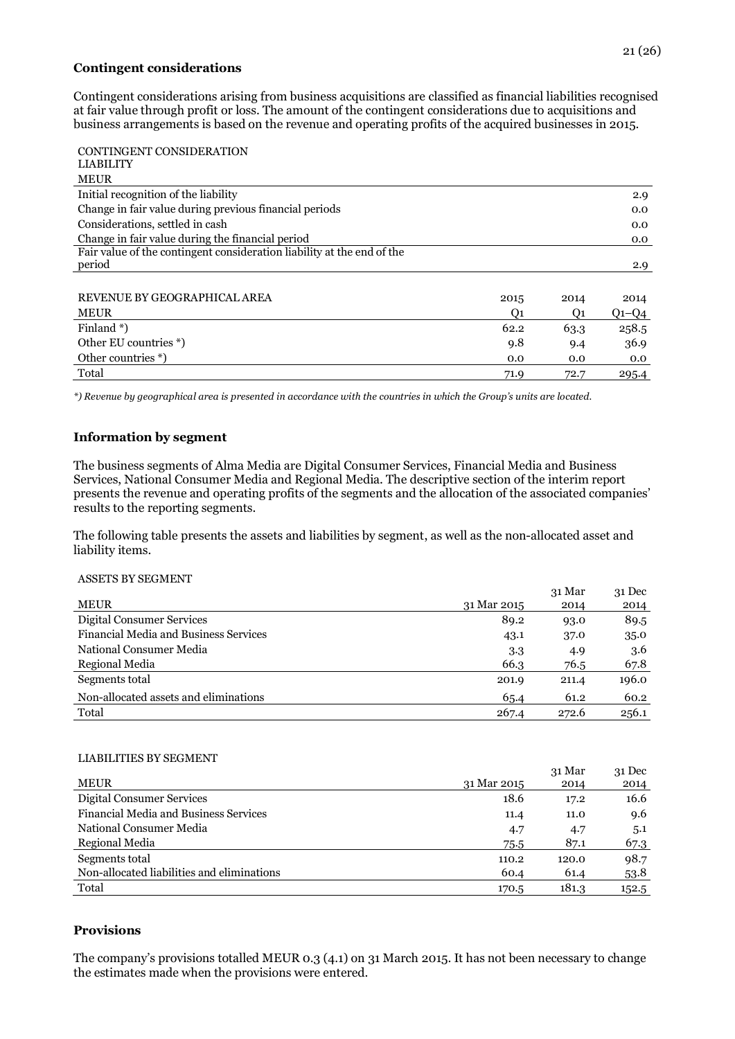### Contingent considerations

Contingent considerations arising from business acquisitions are classified as financial liabilities recognised at fair value through profit or loss. The amount of the contingent considerations due to acquisitions and business arrangements is based on the revenue and operating profits of the acquired businesses in 2015.

| CONTINGENT CONSIDERATION LIABILITY MEUR | |
|---|---|
| Initial recognition of the liability | 2.9 |
| Change in fair value during previous financial periods | 0.0 |
| Considerations, settled in cash | 0.0 |
| Change in fair value during the financial period | 0.0 |
| Fair value of the contingent consideration liability at the end of the period | 2.9 |

| REVENUE BY GEOGRAPHICAL AREA | 2015 | 2014 | 2014 |
|---|---|---|---|
| MEUR | Q1 | Q1 | Q1–Q4 |
| Finland *) | 62.2 | 63.3 | 258.5 |
| Other EU countries *) | 9.8 | 9.4 | 36.9 |
| Other countries *) | 0.0 | 0.0 | 0.0 |
| Total | 71.9 | 72.7 | 295.4 |

*\*) Revenue by geographical area is presented in accordance with the countries in which the Group's units are located.*

### Information by segment

The business segments of Alma Media are Digital Consumer Services, Financial Media and Business Services, National Consumer Media and Regional Media. The descriptive section of the interim report presents the revenue and operating profits of the segments and the allocation of the associated companies' results to the reporting segments.

The following table presents the assets and liabilities by segment, as well as the non-allocated asset and liability items.

ASSETS BY SEGMENT

| MEUR | 31 Mar 2015 | 31 Mar 2014 | 31 Dec 2014 |
|---|---|---|---|
| Digital Consumer Services | 89.2 | 93.0 | 89.5 |
| Financial Media and Business Services | 43.1 | 37.0 | 35.0 |
| National Consumer Media | 3.3 | 4.9 | 3.6 |
| Regional Media | 66.3 | 76.5 | 67.8 |
| Segments total | 201.9 | 211.4 | 196.0 |
| Non-allocated assets and eliminations | 65.4 | 61.2 | 60.2 |
| Total | 267.4 | 272.6 | 256.1 |

LIABILITIES BY SEGMENT

| MEUR | 31 Mar 2015 | 31 Mar 2014 | 31 Dec 2014 |
|---|---|---|---|
| Digital Consumer Services | 18.6 | 17.2 | 16.6 |
| Financial Media and Business Services | 11.4 | 11.0 | 9.6 |
| National Consumer Media | 4.7 | 4.7 | 5.1 |
| Regional Media | 75.5 | 87.1 | 67.3 |
| Segments total | 110.2 | 120.0 | 98.7 |
| Non-allocated liabilities and eliminations | 60.4 | 61.4 | 53.8 |
| Total | 170.5 | 181.3 | 152.5 |

### Provisions

The company's provisions totalled MEUR 0.3 (4.1) on 31 March 2015. It has not been necessary to change the estimates made when the provisions were entered.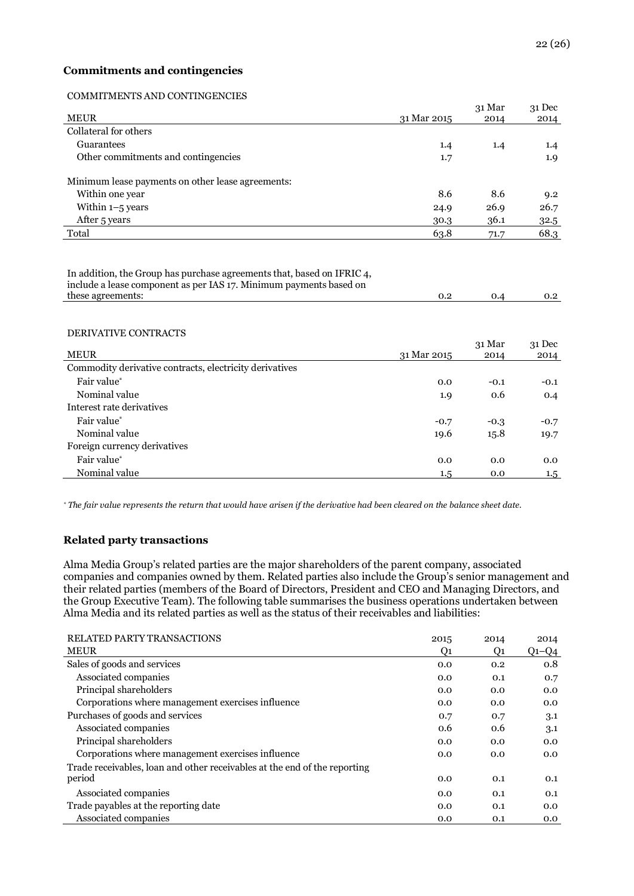### Commitments and contingencies

COMMITMENTS AND CONTINGENCIES

| MEUR | 31 Mar 2015 | 31 Mar 2014 | 31 Dec 2014 |
|---|---|---|---|
| Collateral for others | | | |
| Guarantees | 1.4 | 1.4 | 1.4 |
| Other commitments and contingencies | 1.7 | | 1.9 |
| | | | |
| Minimum lease payments on other lease agreements: | | | |
| Within one year | 8.6 | 8.6 | 9.2 |
| Within 1–5 years | 24.9 | 26.9 | 26.7 |
| After 5 years | 30.3 | 36.1 | 32.5 |
| Total | 63.8 | 71.7 | 68.3 |
| | | | |
| In addition, the Group has purchase agreements that, based on IFRIC 4, include a lease component as per IAS 17. Minimum payments based on these agreements: | 0.2 | 0.4 | 0.2 |

DERIVATIVE CONTRACTS

| MEUR | 31 Mar 2015 | 31 Mar 2014 | 31 Dec 2014 |
|---|---|---|---|
| Commodity derivative contracts, electricity derivatives | | | |
| Fair value* | 0.0 | -0.1 | -0.1 |
| Nominal value | 1.9 | 0.6 | 0.4 |
| Interest rate derivatives | | | |
| Fair value* | -0.7 | -0.3 | -0.7 |
| Nominal value | 19.6 | 15.8 | 19.7 |
| Foreign currency derivatives | | | |
| Fair value* | 0.0 | 0.0 | 0.0 |
| Nominal value | 1.5 | 0.0 | 1.5 |

\* *The fair value represents the return that would have arisen if the derivative had been cleared on the balance sheet date.*

### Related party transactions

Alma Media Group's related parties are the major shareholders of the parent company, associated companies and companies owned by them. Related parties also include the Group's senior management and their related parties (members of the Board of Directors, President and CEO and Managing Directors, and the Group Executive Team). The following table summarises the business operations undertaken between Alma Media and its related parties as well as the status of their receivables and liabilities:

| RELATED PARTY TRANSACTIONS<br>MEUR | 2015<br>Q1 | 2014<br>Q1 | 2014<br>Q1–Q4 |
|---|---|---|---|
| Sales of goods and services | 0.0 | 0.2 | 0.8 |
| Associated companies | 0.0 | 0.1 | 0.7 |
| Principal shareholders | 0.0 | 0.0 | 0.0 |
| Corporations where management exercises influence | 0.0 | 0.0 | 0.0 |
| Purchases of goods and services | 0.7 | 0.7 | 3.1 |
| Associated companies | 0.6 | 0.6 | 3.1 |
| Principal shareholders | 0.0 | 0.0 | 0.0 |
| Corporations where management exercises influence | 0.0 | 0.0 | 0.0 |
| Trade receivables, loan and other receivables at the end of the reporting period | 0.0 | 0.1 | 0.1 |
| Associated companies | 0.0 | 0.1 | 0.1 |
| Trade payables at the reporting date | 0.0 | 0.1 | 0.0 |
| Associated companies | 0.0 | 0.1 | 0.0 |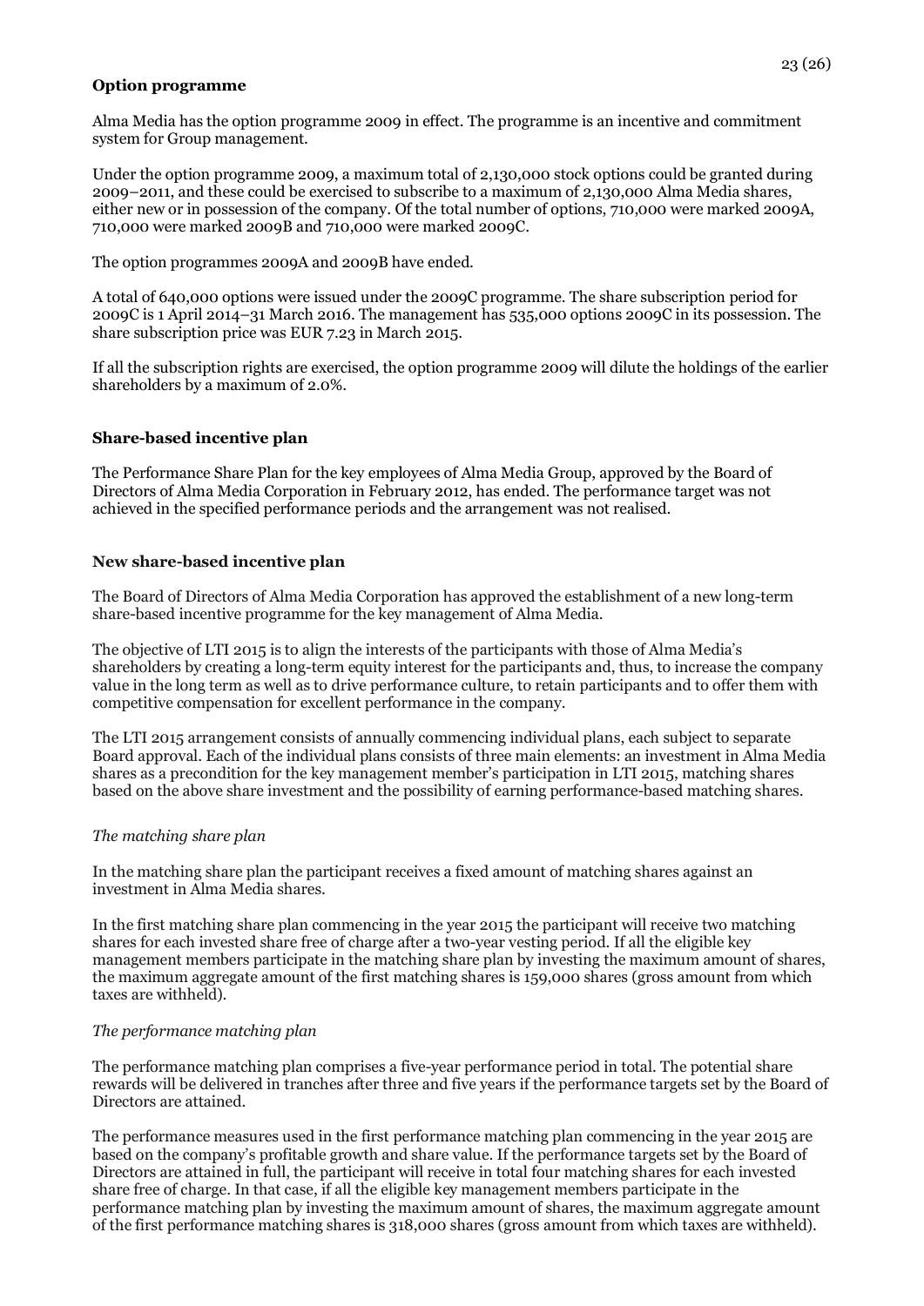**Option programme**

Alma Media has the option programme 2009 in effect. The programme is an incentive and commitment system for Group management.

Under the option programme 2009, a maximum total of 2,130,000 stock options could be granted during 2009–2011, and these could be exercised to subscribe to a maximum of 2,130,000 Alma Media shares, either new or in possession of the company. Of the total number of options, 710,000 were marked 2009A, 710,000 were marked 2009B and 710,000 were marked 2009C.

The option programmes 2009A and 2009B have ended.

A total of 640,000 options were issued under the 2009C programme. The share subscription period for 2009C is 1 April 2014–31 March 2016. The management has 535,000 options 2009C in its possession. The share subscription price was EUR 7.23 in March 2015.

If all the subscription rights are exercised, the option programme 2009 will dilute the holdings of the earlier shareholders by a maximum of 2.0%.

**Share-based incentive plan**

The Performance Share Plan for the key employees of Alma Media Group, approved by the Board of Directors of Alma Media Corporation in February 2012, has ended. The performance target was not achieved in the specified performance periods and the arrangement was not realised.

**New share-based incentive plan**

The Board of Directors of Alma Media Corporation has approved the establishment of a new long-term share-based incentive programme for the key management of Alma Media.

The objective of LTI 2015 is to align the interests of the participants with those of Alma Media's shareholders by creating a long-term equity interest for the participants and, thus, to increase the company value in the long term as well as to drive performance culture, to retain participants and to offer them with competitive compensation for excellent performance in the company.

The LTI 2015 arrangement consists of annually commencing individual plans, each subject to separate Board approval. Each of the individual plans consists of three main elements: an investment in Alma Media shares as a precondition for the key management member's participation in LTI 2015, matching shares based on the above share investment and the possibility of earning performance-based matching shares.

*The matching share plan*

In the matching share plan the participant receives a fixed amount of matching shares against an investment in Alma Media shares.

In the first matching share plan commencing in the year 2015 the participant will receive two matching shares for each invested share free of charge after a two-year vesting period. If all the eligible key management members participate in the matching share plan by investing the maximum amount of shares, the maximum aggregate amount of the first matching shares is 159,000 shares (gross amount from which taxes are withheld).

*The performance matching plan*

The performance matching plan comprises a five-year performance period in total. The potential share rewards will be delivered in tranches after three and five years if the performance targets set by the Board of Directors are attained.

The performance measures used in the first performance matching plan commencing in the year 2015 are based on the company's profitable growth and share value. If the performance targets set by the Board of Directors are attained in full, the participant will receive in total four matching shares for each invested share free of charge. In that case, if all the eligible key management members participate in the performance matching plan by investing the maximum amount of shares, the maximum aggregate amount of the first performance matching shares is 318,000 shares (gross amount from which taxes are withheld).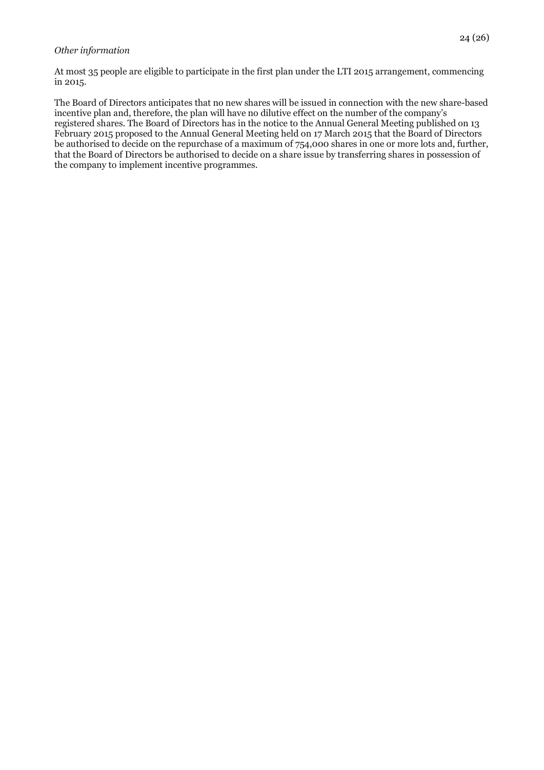*Other information*

At most 35 people are eligible to participate in the first plan under the LTI 2015 arrangement, commencing in 2015.

The Board of Directors anticipates that no new shares will be issued in connection with the new share-based incentive plan and, therefore, the plan will have no dilutive effect on the number of the company's registered shares. The Board of Directors has in the notice to the Annual General Meeting published on 13 February 2015 proposed to the Annual General Meeting held on 17 March 2015 that the Board of Directors be authorised to decide on the repurchase of a maximum of 754,000 shares in one or more lots and, further, that the Board of Directors be authorised to decide on a share issue by transferring shares in possession of the company to implement incentive programmes.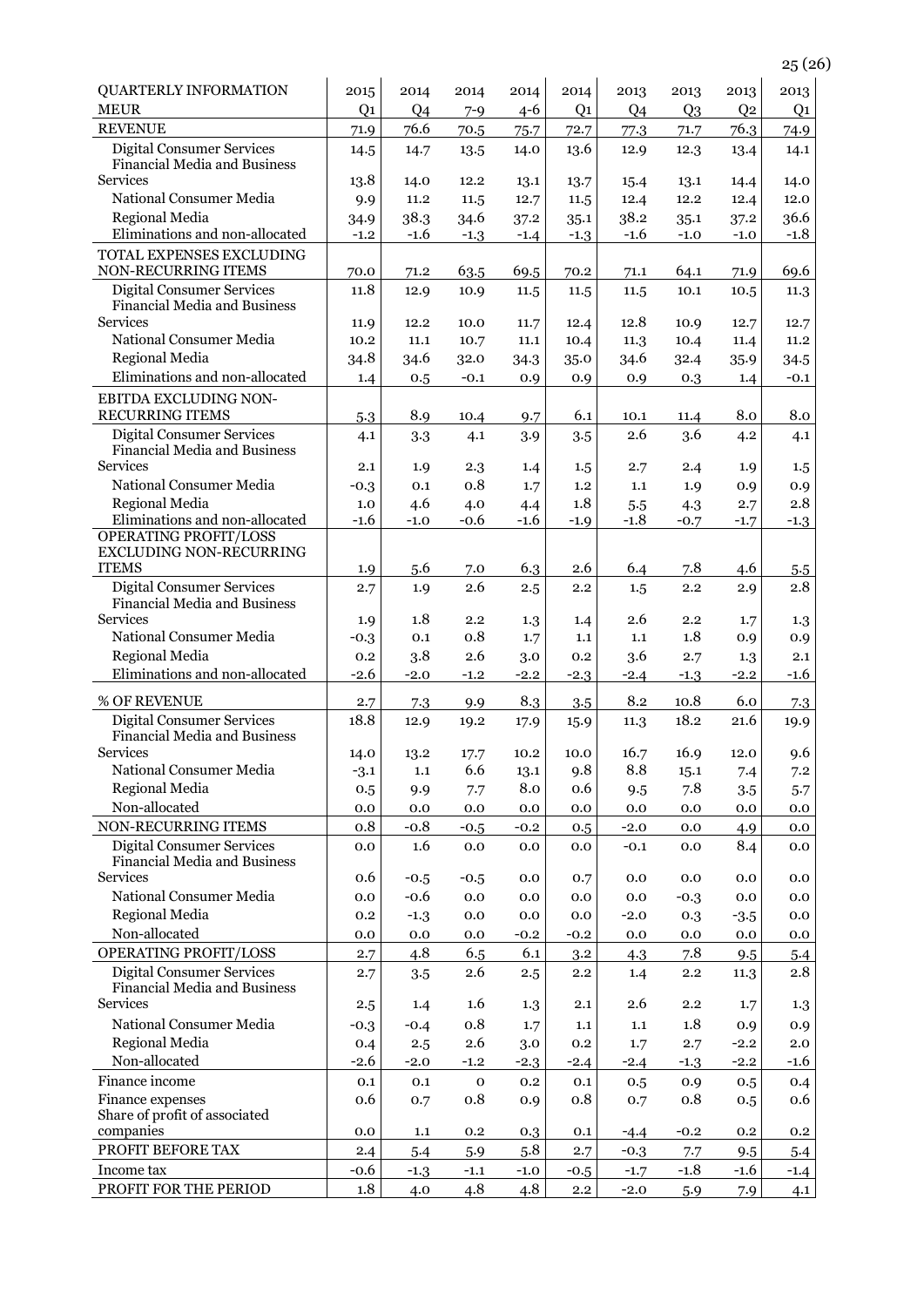| QUARTERLY INFORMATION | 2015 | 2014 | 2014 | 2014 | 2014 | 2013 | 2013 | 2013 | 2013 |
|---|---|---|---|---|---|---|---|---|---|
| MEUR | Q1 | Q4 | 7-9 | 4-6 | Q1 | Q4 | Q3 | Q2 | Q1 |
| REVENUE | 71.9 | 76.6 | 70.5 | 75.7 | 72.7 | 77.3 | 71.7 | 76.3 | 74.9 |
| Digital Consumer Services | 14.5 | 14.7 | 13.5 | 14.0 | 13.6 | 12.9 | 12.3 | 13.4 | 14.1 |
| Financial Media and Business Services | 13.8 | 14.0 | 12.2 | 13.1 | 13.7 | 15.4 | 13.1 | 14.4 | 14.0 |
| National Consumer Media | 9.9 | 11.2 | 11.5 | 12.7 | 11.5 | 12.4 | 12.2 | 12.4 | 12.0 |
| Regional Media | 34.9 | 38.3 | 34.6 | 37.2 | 35.1 | 38.2 | 35.1 | 37.2 | 36.6 |
| Eliminations and non-allocated | -1.2 | -1.6 | -1.3 | -1.4 | -1.3 | -1.6 | -1.0 | -1.0 | -1.8 |
| TOTAL EXPENSES EXCLUDING NON-RECURRING ITEMS | 70.0 | 71.2 | 63.5 | 69.5 | 70.2 | 71.1 | 64.1 | 71.9 | 69.6 |
| Digital Consumer Services | 11.8 | 12.9 | 10.9 | 11.5 | 11.5 | 11.5 | 10.1 | 10.5 | 11.3 |
| Financial Media and Business Services | 11.9 | 12.2 | 10.0 | 11.7 | 12.4 | 12.8 | 10.9 | 12.7 | 12.7 |
| National Consumer Media | 10.2 | 11.1 | 10.7 | 11.1 | 10.4 | 11.3 | 10.4 | 11.4 | 11.2 |
| Regional Media | 34.8 | 34.6 | 32.0 | 34.3 | 35.0 | 34.6 | 32.4 | 35.9 | 34.5 |
| Eliminations and non-allocated | 1.4 | 0.5 | -0.1 | 0.9 | 0.9 | 0.9 | 0.3 | 1.4 | -0.1 |
| EBITDA EXCLUDING NON-RECURRING ITEMS | 5.3 | 8.9 | 10.4 | 9.7 | 6.1 | 10.1 | 11.4 | 8.0 | 8.0 |
| Digital Consumer Services | 4.1 | 3.3 | 4.1 | 3.9 | 3.5 | 2.6 | 3.6 | 4.2 | 4.1 |
| Financial Media and Business Services | 2.1 | 1.9 | 2.3 | 1.4 | 1.5 | 2.7 | 2.4 | 1.9 | 1.5 |
| National Consumer Media | -0.3 | 0.1 | 0.8 | 1.7 | 1.2 | 1.1 | 1.9 | 0.9 | 0.9 |
| Regional Media | 1.0 | 4.6 | 4.0 | 4.4 | 1.8 | 5.5 | 4.3 | 2.7 | 2.8 |
| Eliminations and non-allocated | -1.6 | -1.0 | -0.6 | -1.6 | -1.9 | -1.8 | -0.7 | -1.7 | -1.3 |
| OPERATING PROFIT/LOSS EXCLUDING NON-RECURRING ITEMS | 1.9 | 5.6 | 7.0 | 6.3 | 2.6 | 6.4 | 7.8 | 4.6 | 5.5 |
| Digital Consumer Services | 2.7 | 1.9 | 2.6 | 2.5 | 2.2 | 1.5 | 2.2 | 2.9 | 2.8 |
| Financial Media and Business Services | 1.9 | 1.8 | 2.2 | 1.3 | 1.4 | 2.6 | 2.2 | 1.7 | 1.3 |
| National Consumer Media | -0.3 | 0.1 | 0.8 | 1.7 | 1.1 | 1.1 | 1.8 | 0.9 | 0.9 |
| Regional Media | 0.2 | 3.8 | 2.6 | 3.0 | 0.2 | 3.6 | 2.7 | 1.3 | 2.1 |
| Eliminations and non-allocated | -2.6 | -2.0 | -1.2 | -2.2 | -2.3 | -2.4 | -1.3 | -2.2 | -1.6 |
| % OF REVENUE | 2.7 | 7.3 | 9.9 | 8.3 | 3.5 | 8.2 | 10.8 | 6.0 | 7.3 |
| Digital Consumer Services | 18.8 | 12.9 | 19.2 | 17.9 | 15.9 | 11.3 | 18.2 | 21.6 | 19.9 |
| Financial Media and Business Services | 14.0 | 13.2 | 17.7 | 10.2 | 10.0 | 16.7 | 16.9 | 12.0 | 9.6 |
| National Consumer Media | -3.1 | 1.1 | 6.6 | 13.1 | 9.8 | 8.8 | 15.1 | 7.4 | 7.2 |
| Regional Media | 0.5 | 9.9 | 7.7 | 8.0 | 0.6 | 9.5 | 7.8 | 3.5 | 5.7 |
| Non-allocated | 0.0 | 0.0 | 0.0 | 0.0 | 0.0 | 0.0 | 0.0 | 0.0 | 0.0 |
| NON-RECURRING ITEMS | 0.8 | -0.8 | -0.5 | -0.2 | 0.5 | -2.0 | 0.0 | 4.9 | 0.0 |
| Digital Consumer Services | 0.0 | 1.6 | 0.0 | 0.0 | 0.0 | -0.1 | 0.0 | 8.4 | 0.0 |
| Financial Media and Business Services | 0.6 | -0.5 | -0.5 | 0.0 | 0.7 | 0.0 | 0.0 | 0.0 | 0.0 |
| National Consumer Media | 0.0 | -0.6 | 0.0 | 0.0 | 0.0 | 0.0 | -0.3 | 0.0 | 0.0 |
| Regional Media | 0.2 | -1.3 | 0.0 | 0.0 | 0.0 | -2.0 | 0.3 | -3.5 | 0.0 |
| Non-allocated | 0.0 | 0.0 | 0.0 | -0.2 | -0.2 | 0.0 | 0.0 | 0.0 | 0.0 |
| OPERATING PROFIT/LOSS | 2.7 | 4.8 | 6.5 | 6.1 | 3.2 | 4.3 | 7.8 | 9.5 | 5.4 |
| Digital Consumer Services | 2.7 | 3.5 | 2.6 | 2.5 | 2.2 | 1.4 | 2.2 | 11.3 | 2.8 |
| Financial Media and Business Services | 2.5 | 1.4 | 1.6 | 1.3 | 2.1 | 2.6 | 2.2 | 1.7 | 1.3 |
| National Consumer Media | -0.3 | -0.4 | 0.8 | 1.7 | 1.1 | 1.1 | 1.8 | 0.9 | 0.9 |
| Regional Media | 0.4 | 2.5 | 2.6 | 3.0 | 0.2 | 1.7 | 2.7 | -2.2 | 2.0 |
| Non-allocated | -2.6 | -2.0 | -1.2 | -2.3 | -2.4 | -2.4 | -1.3 | -2.2 | -1.6 |
| Finance income | 0.1 | 0.1 | 0 | 0.2 | 0.1 | 0.5 | 0.9 | 0.5 | 0.4 |
| Finance expenses | 0.6 | 0.7 | 0.8 | 0.9 | 0.8 | 0.7 | 0.8 | 0.5 | 0.6 |
| Share of profit of associated companies | 0.0 | 1.1 | 0.2 | 0.3 | 0.1 | -4.4 | -0.2 | 0.2 | 0.2 |
| PROFIT BEFORE TAX | 2.4 | 5.4 | 5.9 | 5.8 | 2.7 | -0.3 | 7.7 | 9.5 | 5.4 |
| Income tax | -0.6 | -1.3 | -1.1 | -1.0 | -0.5 | -1.7 | -1.8 | -1.6 | -1.4 |
| PROFIT FOR THE PERIOD | 1.8 | 4.0 | 4.8 | 4.8 | 2.2 | -2.0 | 5.9 | 7.9 | 4.1 |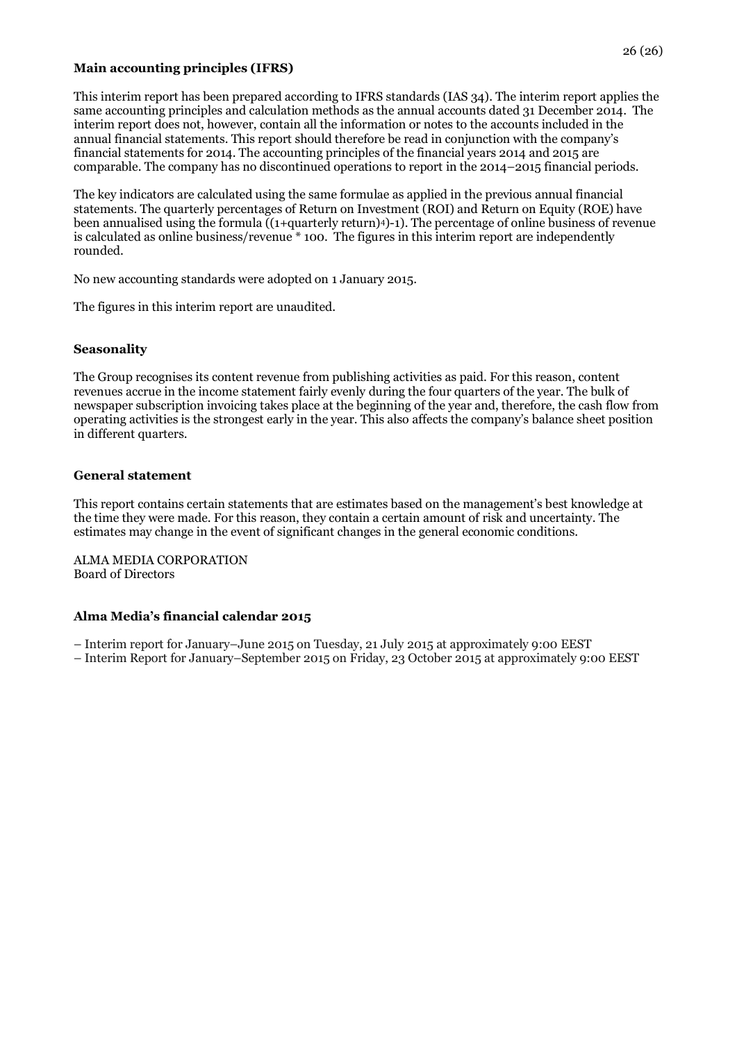### Main accounting principles (IFRS)

This interim report has been prepared according to IFRS standards (IAS 34). The interim report applies the same accounting principles and calculation methods as the annual accounts dated 31 December 2014. The interim report does not, however, contain all the information or notes to the accounts included in the annual financial statements. This report should therefore be read in conjunction with the company's financial statements for 2014. The accounting principles of the financial years 2014 and 2015 are comparable. The company has no discontinued operations to report in the 2014–2015 financial periods.

The key indicators are calculated using the same formulae as applied in the previous annual financial statements. The quarterly percentages of Return on Investment (ROI) and Return on Equity (ROE) have been annualised using the formula $((1+\text{quarterly return})^4)-1$). The percentage of online business of revenue is calculated as online business/revenue * 100. The figures in this interim report are independently rounded.

No new accounting standards were adopted on 1 January 2015.

The figures in this interim report are unaudited.

### Seasonality

The Group recognises its content revenue from publishing activities as paid. For this reason, content revenues accrue in the income statement fairly evenly during the four quarters of the year. The bulk of newspaper subscription invoicing takes place at the beginning of the year and, therefore, the cash flow from operating activities is the strongest early in the year. This also affects the company's balance sheet position in different quarters.

### General statement

This report contains certain statements that are estimates based on the management's best knowledge at the time they were made. For this reason, they contain a certain amount of risk and uncertainty. The estimates may change in the event of significant changes in the general economic conditions.

ALMA MEDIA CORPORATION
Board of Directors

### Alma Media's financial calendar 2015

– Interim report for January–June 2015 on Tuesday, 21 July 2015 at approximately 9:00 EEST
– Interim Report for January–September 2015 on Friday, 23 October 2015 at approximately 9:00 EEST